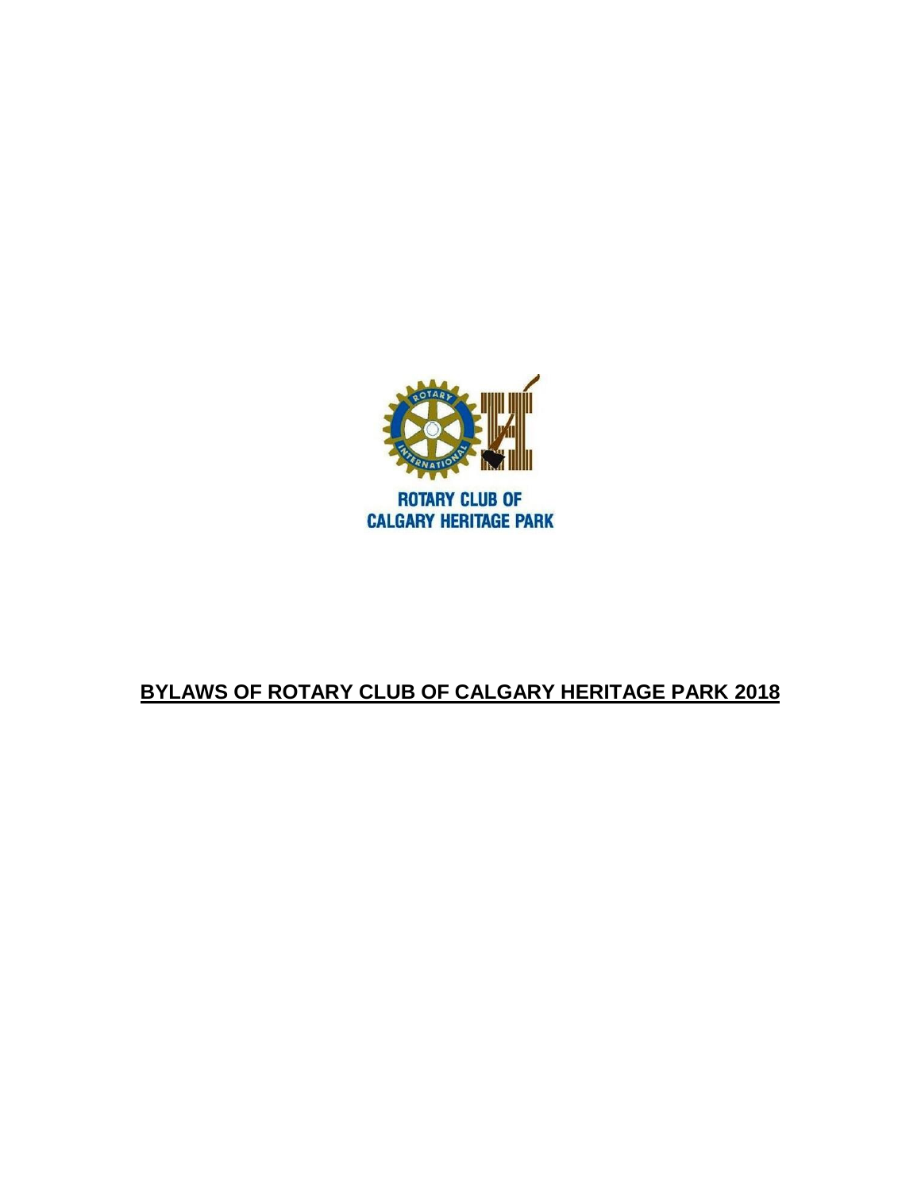ROTARY CLUB OF
CALGARY HERITAGE PARK

# BYLAWS OF ROTARY CLUB OF CALGARY HERITAGE PARK 2018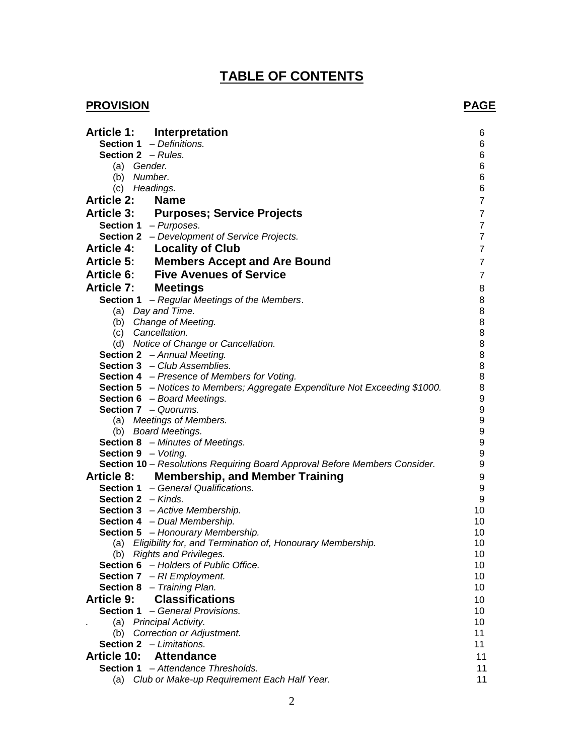# TABLE OF CONTENTS

| PROVISION | PAGE |
|---|---|
| **Article 1: Interpretation** | 6 |
| **Section 1** – *Definitions.* | 6 |
| **Section 2** – *Rules.* | 6 |
| (a) *Gender.* | 6 |
| (b) *Number.* | 6 |
| (c) *Headings.* | 6 |
| **Article 2: Name** | 7 |
| **Article 3: Purposes; Service Projects** | 7 |
| **Section 1** – *Purposes.* | 7 |
| **Section 2** – *Development of Service Projects.* | 7 |
| **Article 4: Locality of Club** | 7 |
| **Article 5: Members Accept and Are Bound** | 7 |
| **Article 6: Five Avenues of Service** | 7 |
| **Article 7: Meetings** | 8 |
| **Section 1** – *Regular Meetings of the Members.* | 8 |
| (a) *Day and Time.* | 8 |
| (b) *Change of Meeting.* | 8 |
| (c) *Cancellation.* | 8 |
| (d) *Notice of Change or Cancellation.* | 8 |
| **Section 2** – *Annual Meeting.* | 8 |
| **Section 3** – *Club Assemblies.* | 8 |
| **Section 4** – *Presence of Members for Voting.* | 8 |
| **Section 5** – *Notices to Members; Aggregate Expenditure Not Exceeding $1000.* | 8 |
| **Section 6** – *Board Meetings.* | 9 |
| **Section 7** – *Quorums.* | 9 |
| (a) *Meetings of Members.* | 9 |
| (b) *Board Meetings.* | 9 |
| **Section 8** – *Minutes of Meetings.* | 9 |
| **Section 9** – *Voting.* | 9 |
| **Section 10** – *Resolutions Requiring Board Approval Before Members Consider.* | 9 |
| **Article 8: Membership, and Member Training** | 9 |
| **Section 1** – *General Qualifications.* | 9 |
| **Section 2** – *Kinds.* | 9 |
| **Section 3** – *Active Membership.* | 10 |
| **Section 4** – *Dual Membership.* | 10 |
| **Section 5** – *Honourary Membership.* | 10 |
| (a) *Eligibility for, and Termination of, Honourary Membership.* | 10 |
| (b) *Rights and Privileges.* | 10 |
| **Section 6** – *Holders of Public Office.* | 10 |
| **Section 7** – *RI Employment.* | 10 |
| **Section 8** – *Training Plan.* | 10 |
| **Article 9: Classifications** | 10 |
| **Section 1** – *General Provisions.* | 10 |
| (a) *Principal Activity.* | 10 |
| (b) *Correction or Adjustment.* | 11 |
| **Section 2** – *Limitations.* | 11 |
| **Article 10: Attendance** | 11 |
| **Section 1** – *Attendance Thresholds.* | 11 |
| (a) *Club or Make-up Requirement Each Half Year.* | 11 |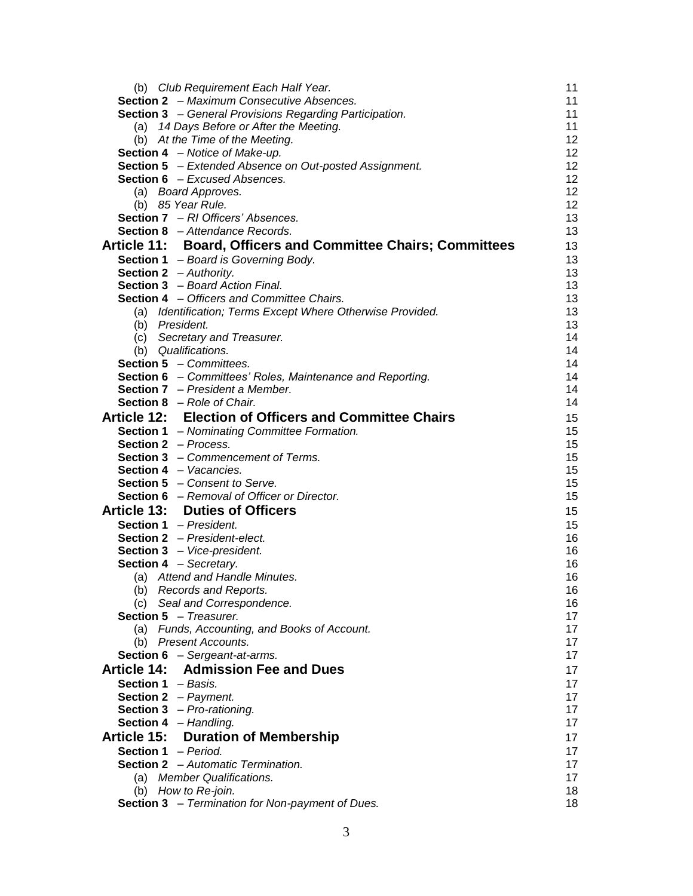(b) *Club Requirement Each Half Year.* 11
**Section 2** – *Maximum Consecutive Absences.* 11
**Section 3** – *General Provisions Regarding Participation.* 11
(a) *14 Days Before or After the Meeting.* 11
(b) *At the Time of the Meeting.* 12
**Section 4** – *Notice of Make-up.* 12
**Section 5** – *Extended Absence on Out-posted Assignment.* 12
**Section 6** – *Excused Absences.* 12
(a) *Board Approves.* 12
(b) *85 Year Rule.* 12
**Section 7** – *RI Officers' Absences.* 13
**Section 8** – *Attendance Records.* 13

**Article 11: Board, Officers and Committee Chairs; Committees** 13
**Section 1** – *Board is Governing Body.* 13
**Section 2** – *Authority.* 13
**Section 3** – *Board Action Final.* 13
**Section 4** – *Officers and Committee Chairs.* 13
(a) *Identification; Terms Except Where Otherwise Provided.* 13
(b) *President.* 13
(c) *Secretary and Treasurer.* 14
(b) *Qualifications.* 14
**Section 5** – *Committees.* 14
**Section 6** – *Committees' Roles, Maintenance and Reporting.* 14
**Section 7** – *President a Member.* 14
**Section 8** – *Role of Chair.* 14

**Article 12: Election of Officers and Committee Chairs** 15
**Section 1** – *Nominating Committee Formation.* 15
**Section 2** – *Process.* 15
**Section 3** – *Commencement of Terms.* 15
**Section 4** – *Vacancies.* 15
**Section 5** – *Consent to Serve.* 15
**Section 6** – *Removal of Officer or Director.* 15

**Article 13: Duties of Officers** 15
**Section 1** – *President.* 15
**Section 2** – *President-elect.* 16
**Section 3** – *Vice-president.* 16
**Section 4** – *Secretary.* 16
(a) *Attend and Handle Minutes.* 16
(b) *Records and Reports.* 16
(c) *Seal and Correspondence.* 16
**Section 5** – *Treasurer.* 17
(a) *Funds, Accounting, and Books of Account.* 17
(b) *Present Accounts.* 17
**Section 6** – *Sergeant-at-arms.* 17

**Article 14: Admission Fee and Dues** 17
**Section 1** – *Basis.* 17
**Section 2** – *Payment.* 17
**Section 3** – *Pro-rationing.* 17
**Section 4** – *Handling.* 17

**Article 15: Duration of Membership** 17
**Section 1** – *Period.* 17
**Section 2** – *Automatic Termination.* 17
(a) *Member Qualifications.* 17
(b) *How to Re-join.* 18
**Section 3** – *Termination for Non-payment of Dues.* 18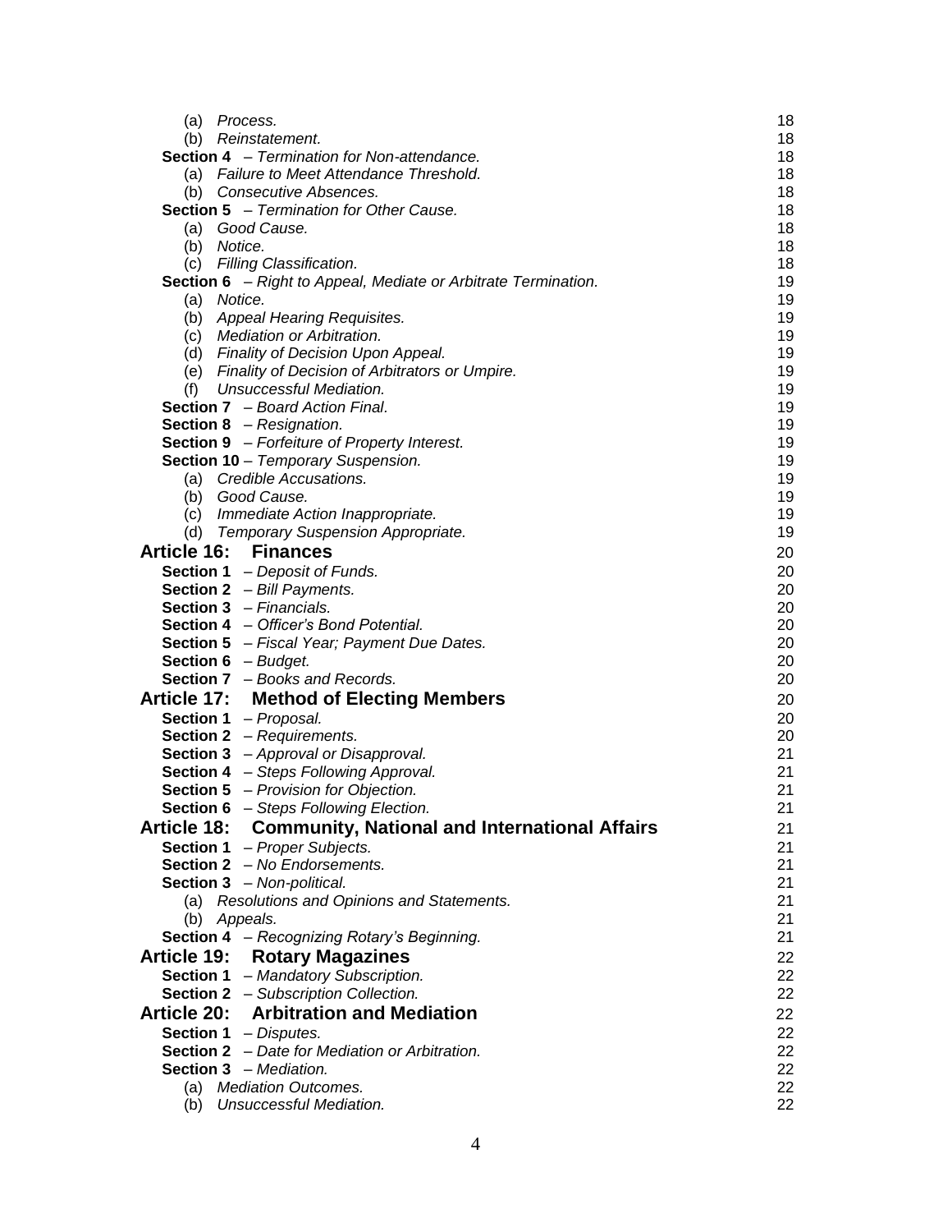(a) *Process.* 18
(b) *Reinstatement.* 18

**Section 4** – *Termination for Non-attendance.* 18
(a) *Failure to Meet Attendance Threshold.* 18
(b) *Consecutive Absences.* 18

**Section 5** – *Termination for Other Cause.* 18
(a) *Good Cause.* 18
(b) *Notice.* 18
(c) *Filling Classification.* 18

**Section 6** – *Right to Appeal, Mediate or Arbitrate Termination.* 19
(a) *Notice.* 19
(b) *Appeal Hearing Requisites.* 19
(c) *Mediation or Arbitration.* 19
(d) *Finality of Decision Upon Appeal.* 19
(e) *Finality of Decision of Arbitrators or Umpire.* 19
(f) *Unsuccessful Mediation.* 19

**Section 7** – *Board Action Final.* 19

**Section 8** – *Resignation.* 19

**Section 9** – *Forfeiture of Property Interest.* 19

**Section 10** – *Temporary Suspension.* 19
(a) *Credible Accusations.* 19
(b) *Good Cause.* 19
(c) *Immediate Action Inappropriate.* 19
(d) *Temporary Suspension Appropriate.* 19

## Article 16: Finances 20

**Section 1** – *Deposit of Funds.* 20
**Section 2** – *Bill Payments.* 20
**Section 3** – *Financials.* 20
**Section 4** – *Officer's Bond Potential.* 20
**Section 5** – *Fiscal Year; Payment Due Dates.* 20
**Section 6** – *Budget.* 20
**Section 7** – *Books and Records.* 20

## Article 17: Method of Electing Members 20

**Section 1** – *Proposal.* 20
**Section 2** – *Requirements.* 20
**Section 3** – *Approval or Disapproval.* 21
**Section 4** – *Steps Following Approval.* 21
**Section 5** – *Provision for Objection.* 21
**Section 6** – *Steps Following Election.* 21

## Article 18: Community, National and International Affairs 21

**Section 1** – *Proper Subjects.* 21
**Section 2** – *No Endorsements.* 21
**Section 3** – *Non-political.* 21
(a) *Resolutions and Opinions and Statements.* 21
(b) *Appeals.* 21

**Section 4** – *Recognizing Rotary's Beginning.* 21

## Article 19: Rotary Magazines 22

**Section 1** – *Mandatory Subscription.* 22
**Section 2** – *Subscription Collection.* 22

## Article 20: Arbitration and Mediation 22

**Section 1** – *Disputes.* 22
**Section 2** – *Date for Mediation or Arbitration.* 22
**Section 3** – *Mediation.* 22
(a) *Mediation Outcomes.* 22
(b) *Unsuccessful Mediation.* 22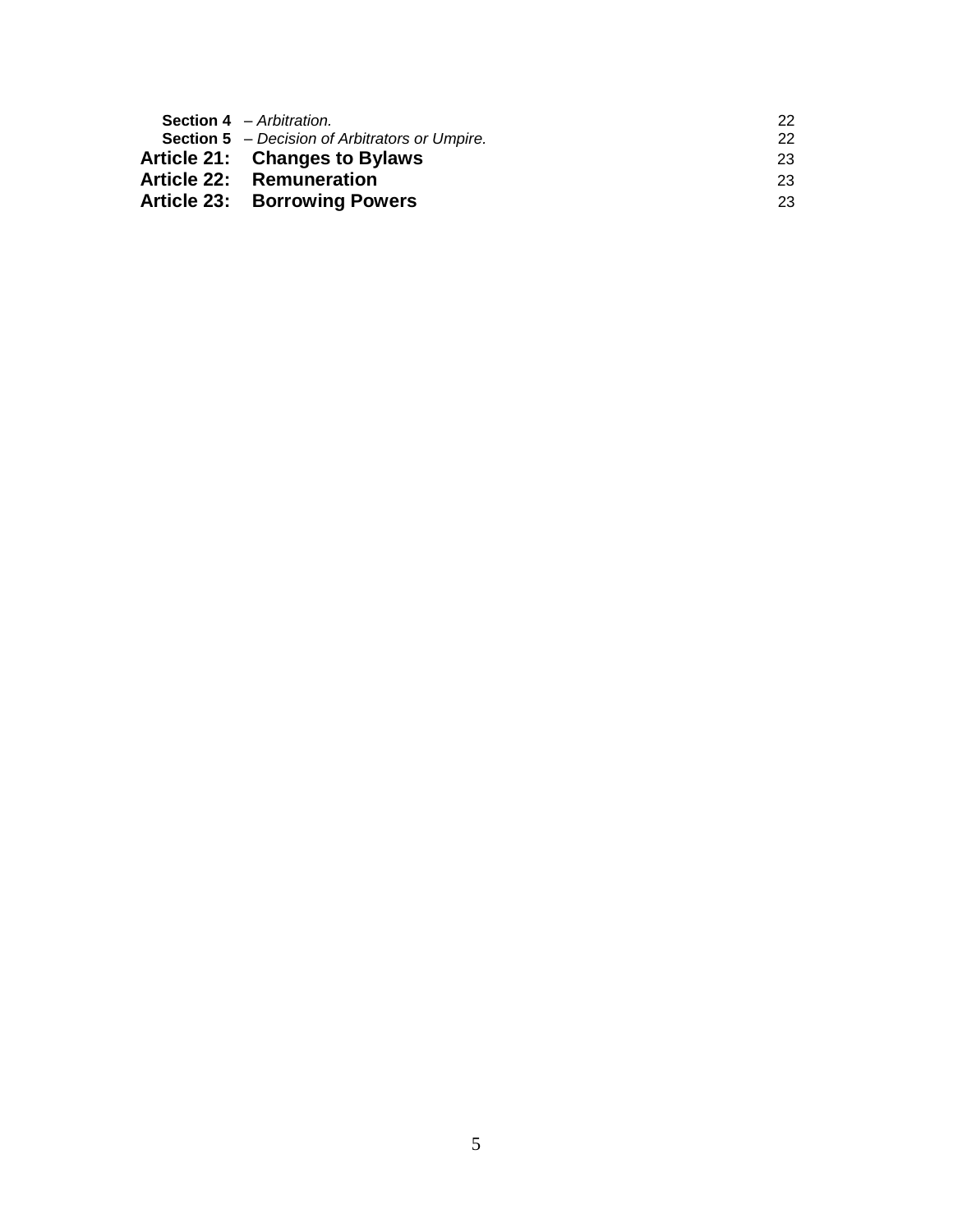**Section 4** – *Arbitration.* 22

**Section 5** – *Decision of Arbitrators or Umpire.* 22

**Article 21: Changes to Bylaws** 23

**Article 22: Remuneration** 23

**Article 23: Borrowing Powers** 23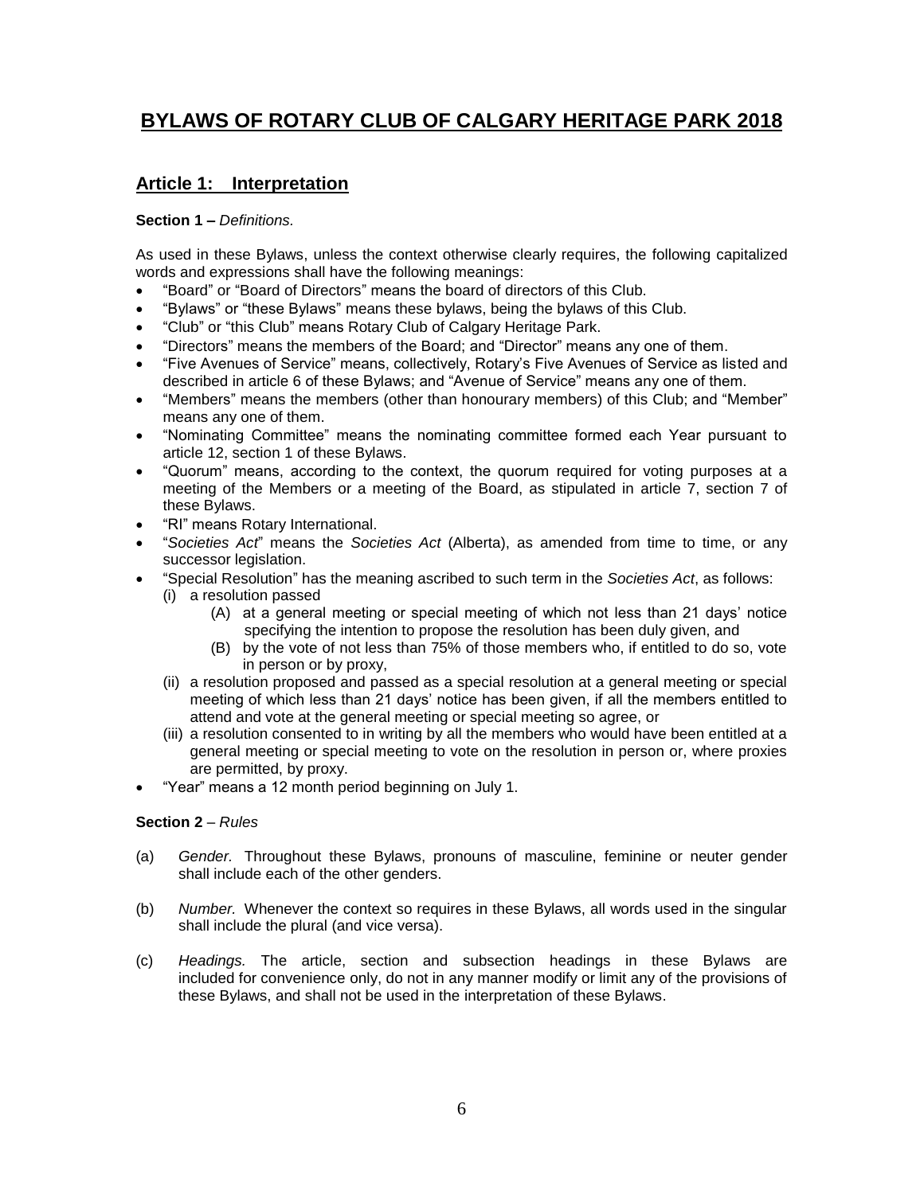# BYLAWS OF ROTARY CLUB OF CALGARY HERITAGE PARK 2018

## Article 1: Interpretation

**Section 1 –** *Definitions.*

As used in these Bylaws, unless the context otherwise clearly requires, the following capitalized words and expressions shall have the following meanings:

- "Board" or "Board of Directors" means the board of directors of this Club.
- "Bylaws" or "these Bylaws" means these bylaws, being the bylaws of this Club.
- "Club" or "this Club" means Rotary Club of Calgary Heritage Park.
- "Directors" means the members of the Board; and "Director" means any one of them.
- "Five Avenues of Service" means, collectively, Rotary's Five Avenues of Service as listed and described in article 6 of these Bylaws; and "Avenue of Service" means any one of them.
- "Members" means the members (other than honourary members) of this Club; and "Member" means any one of them.
- "Nominating Committee" means the nominating committee formed each Year pursuant to article 12, section 1 of these Bylaws.
- "Quorum" means, according to the context, the quorum required for voting purposes at a meeting of the Members or a meeting of the Board, as stipulated in article 7, section 7 of these Bylaws.
- "RI" means Rotary International.
- "*Societies Act*" means the *Societies Act* (Alberta), as amended from time to time, or any successor legislation.
- "Special Resolution" has the meaning ascribed to such term in the *Societies Act*, as follows:
  - (i) a resolution passed
    - (A) at a general meeting or special meeting of which not less than 21 days' notice specifying the intention to propose the resolution has been duly given, and
    - (B) by the vote of not less than 75% of those members who, if entitled to do so, vote in person or by proxy,
  - (ii) a resolution proposed and passed as a special resolution at a general meeting or special meeting of which less than 21 days' notice has been given, if all the members entitled to attend and vote at the general meeting or special meeting so agree, or
  - (iii) a resolution consented to in writing by all the members who would have been entitled at a general meeting or special meeting to vote on the resolution in person or, where proxies are permitted, by proxy.
- "Year" means a 12 month period beginning on July 1.

**Section 2** – *Rules*

(a) *Gender.* Throughout these Bylaws, pronouns of masculine, feminine or neuter gender shall include each of the other genders.

(b) *Number.* Whenever the context so requires in these Bylaws, all words used in the singular shall include the plural (and vice versa).

(c) *Headings.* The article, section and subsection headings in these Bylaws are included for convenience only, do not in any manner modify or limit any of the provisions of these Bylaws, and shall not be used in the interpretation of these Bylaws.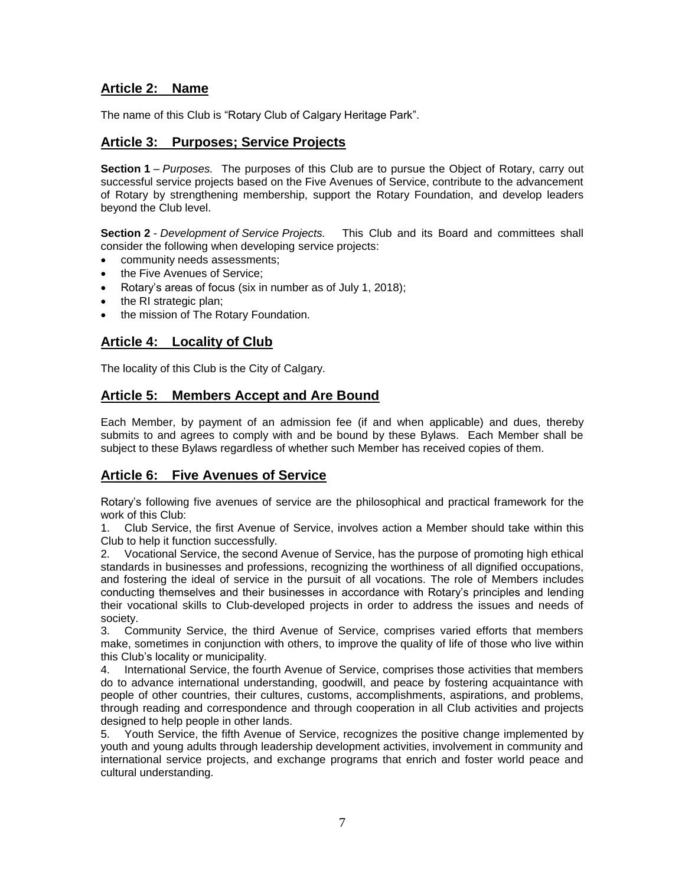## Article 2: Name

The name of this Club is "Rotary Club of Calgary Heritage Park".

## Article 3: Purposes; Service Projects

**Section 1** – *Purposes.* The purposes of this Club are to pursue the Object of Rotary, carry out successful service projects based on the Five Avenues of Service, contribute to the advancement of Rotary by strengthening membership, support the Rotary Foundation, and develop leaders beyond the Club level.

**Section 2** - *Development of Service Projects.* This Club and its Board and committees shall consider the following when developing service projects:

- community needs assessments;
- the Five Avenues of Service;
- Rotary's areas of focus (six in number as of July 1, 2018);
- the RI strategic plan;
- the mission of The Rotary Foundation.

## Article 4: Locality of Club

The locality of this Club is the City of Calgary.

## Article 5: Members Accept and Are Bound

Each Member, by payment of an admission fee (if and when applicable) and dues, thereby submits to and agrees to comply with and be bound by these Bylaws. Each Member shall be subject to these Bylaws regardless of whether such Member has received copies of them.

## Article 6: Five Avenues of Service

Rotary's following five avenues of service are the philosophical and practical framework for the work of this Club:

1. Club Service, the first Avenue of Service, involves action a Member should take within this Club to help it function successfully.
2. Vocational Service, the second Avenue of Service, has the purpose of promoting high ethical standards in businesses and professions, recognizing the worthiness of all dignified occupations, and fostering the ideal of service in the pursuit of all vocations. The role of Members includes conducting themselves and their businesses in accordance with Rotary's principles and lending their vocational skills to Club-developed projects in order to address the issues and needs of society.
3. Community Service, the third Avenue of Service, comprises varied efforts that members make, sometimes in conjunction with others, to improve the quality of life of those who live within this Club's locality or municipality.
4. International Service, the fourth Avenue of Service, comprises those activities that members do to advance international understanding, goodwill, and peace by fostering acquaintance with people of other countries, their cultures, customs, accomplishments, aspirations, and problems, through reading and correspondence and through cooperation in all Club activities and projects designed to help people in other lands.
5. Youth Service, the fifth Avenue of Service, recognizes the positive change implemented by youth and young adults through leadership development activities, involvement in community and international service projects, and exchange programs that enrich and foster world peace and cultural understanding.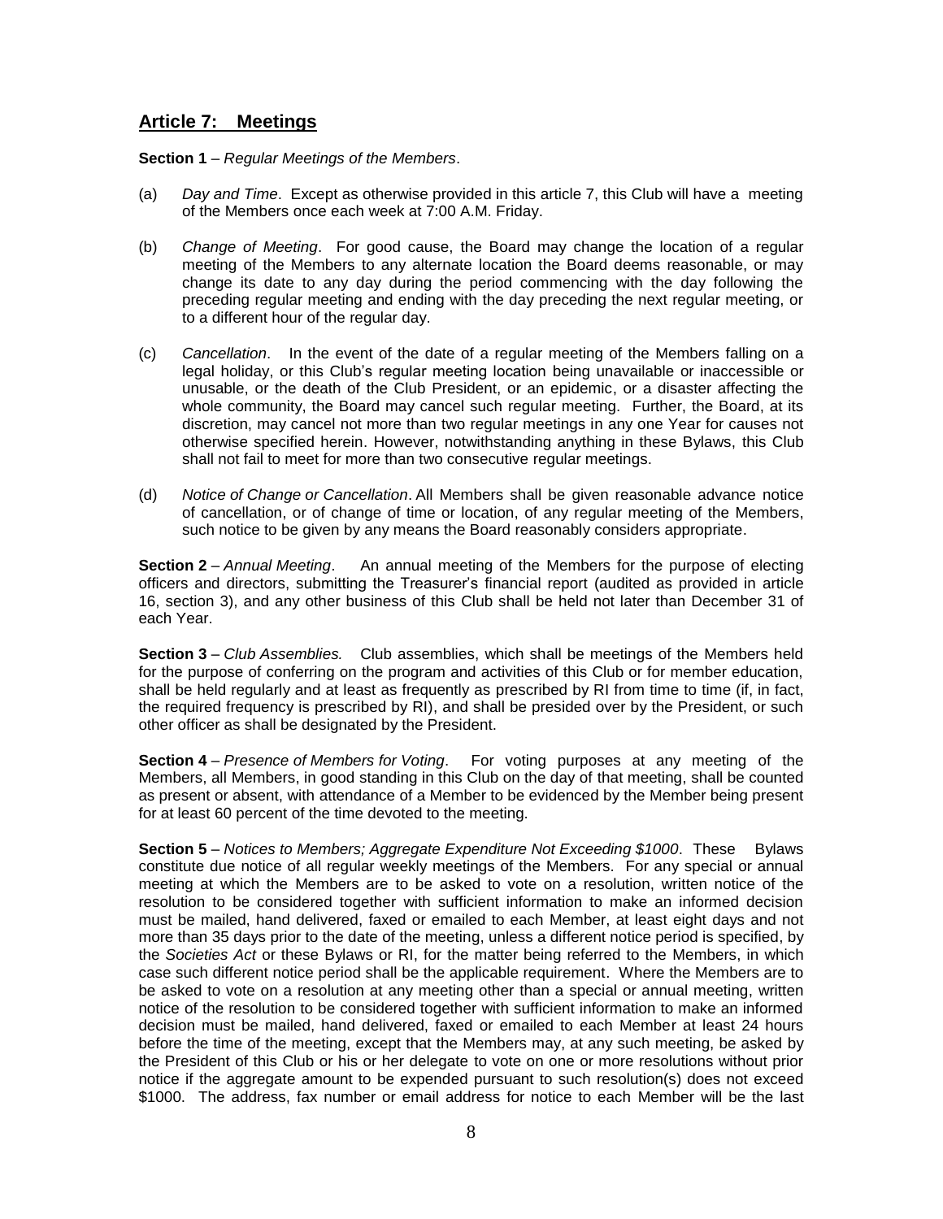## Article 7: Meetings

**Section 1** – *Regular Meetings of the Members*.

(a) *Day and Time*. Except as otherwise provided in this article 7, this Club will have a meeting of the Members once each week at 7:00 A.M. Friday.

(b) *Change of Meeting*. For good cause, the Board may change the location of a regular meeting of the Members to any alternate location the Board deems reasonable, or may change its date to any day during the period commencing with the day following the preceding regular meeting and ending with the day preceding the next regular meeting, or to a different hour of the regular day.

(c) *Cancellation*. In the event of the date of a regular meeting of the Members falling on a legal holiday, or this Club's regular meeting location being unavailable or inaccessible or unusable, or the death of the Club President, or an epidemic, or a disaster affecting the whole community, the Board may cancel such regular meeting. Further, the Board, at its discretion, may cancel not more than two regular meetings in any one Year for causes not otherwise specified herein. However, notwithstanding anything in these Bylaws, this Club shall not fail to meet for more than two consecutive regular meetings.

(d) *Notice of Change or Cancellation*. All Members shall be given reasonable advance notice of cancellation, or of change of time or location, of any regular meeting of the Members, such notice to be given by any means the Board reasonably considers appropriate.

**Section 2** – *Annual Meeting*. An annual meeting of the Members for the purpose of electing officers and directors, submitting the Treasurer's financial report (audited as provided in article 16, section 3), and any other business of this Club shall be held not later than December 31 of each Year.

**Section 3** – *Club Assemblies.* Club assemblies, which shall be meetings of the Members held for the purpose of conferring on the program and activities of this Club or for member education, shall be held regularly and at least as frequently as prescribed by RI from time to time (if, in fact, the required frequency is prescribed by RI), and shall be presided over by the President, or such other officer as shall be designated by the President.

**Section 4** – *Presence of Members for Voting*. For voting purposes at any meeting of the Members, all Members, in good standing in this Club on the day of that meeting, shall be counted as present or absent, with attendance of a Member to be evidenced by the Member being present for at least 60 percent of the time devoted to the meeting.

**Section 5** – *Notices to Members; Aggregate Expenditure Not Exceeding $1000*. These Bylaws constitute due notice of all regular weekly meetings of the Members. For any special or annual meeting at which the Members are to be asked to vote on a resolution, written notice of the resolution to be considered together with sufficient information to make an informed decision must be mailed, hand delivered, faxed or emailed to each Member, at least eight days and not more than 35 days prior to the date of the meeting, unless a different notice period is specified, by the *Societies Act* or these Bylaws or RI, for the matter being referred to the Members, in which case such different notice period shall be the applicable requirement. Where the Members are to be asked to vote on a resolution at any meeting other than a special or annual meeting, written notice of the resolution to be considered together with sufficient information to make an informed decision must be mailed, hand delivered, faxed or emailed to each Member at least 24 hours before the time of the meeting, except that the Members may, at any such meeting, be asked by the President of this Club or his or her delegate to vote on one or more resolutions without prior notice if the aggregate amount to be expended pursuant to such resolution(s) does not exceed $1000. The address, fax number or email address for notice to each Member will be the last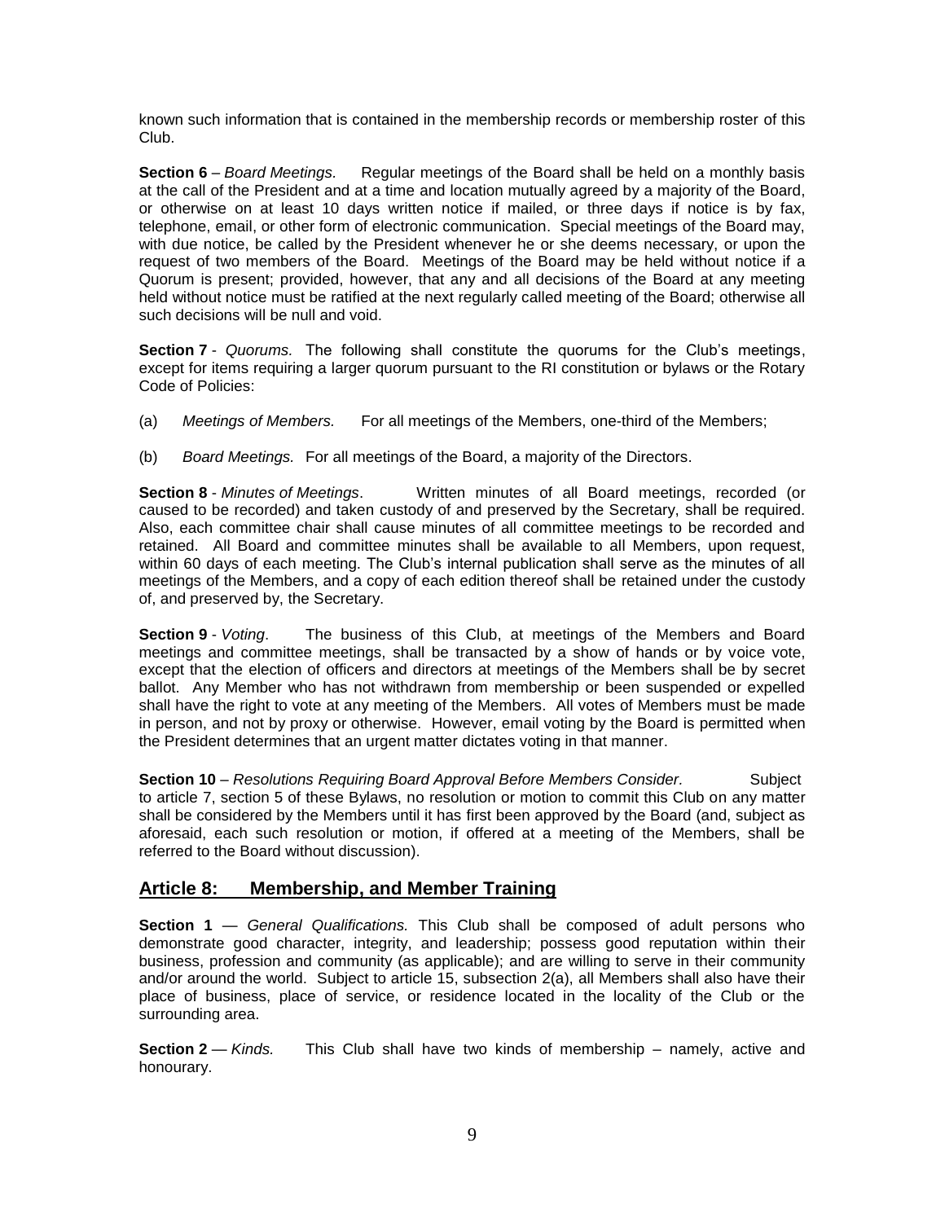known such information that is contained in the membership records or membership roster of this Club.

**Section 6** – *Board Meetings.* Regular meetings of the Board shall be held on a monthly basis at the call of the President and at a time and location mutually agreed by a majority of the Board, or otherwise on at least 10 days written notice if mailed, or three days if notice is by fax, telephone, email, or other form of electronic communication. Special meetings of the Board may, with due notice, be called by the President whenever he or she deems necessary, or upon the request of two members of the Board. Meetings of the Board may be held without notice if a Quorum is present; provided, however, that any and all decisions of the Board at any meeting held without notice must be ratified at the next regularly called meeting of the Board; otherwise all such decisions will be null and void.

**Section 7** - *Quorums.* The following shall constitute the quorums for the Club's meetings, except for items requiring a larger quorum pursuant to the RI constitution or bylaws or the Rotary Code of Policies:

(a) *Meetings of Members.* For all meetings of the Members, one-third of the Members;

(b) *Board Meetings.* For all meetings of the Board, a majority of the Directors.

**Section 8** - *Minutes of Meetings*. Written minutes of all Board meetings, recorded (or caused to be recorded) and taken custody of and preserved by the Secretary, shall be required. Also, each committee chair shall cause minutes of all committee meetings to be recorded and retained. All Board and committee minutes shall be available to all Members, upon request, within 60 days of each meeting. The Club's internal publication shall serve as the minutes of all meetings of the Members, and a copy of each edition thereof shall be retained under the custody of, and preserved by, the Secretary.

**Section 9** - *Voting*. The business of this Club, at meetings of the Members and Board meetings and committee meetings, shall be transacted by a show of hands or by voice vote, except that the election of officers and directors at meetings of the Members shall be by secret ballot. Any Member who has not withdrawn from membership or been suspended or expelled shall have the right to vote at any meeting of the Members. All votes of Members must be made in person, and not by proxy or otherwise. However, email voting by the Board is permitted when the President determines that an urgent matter dictates voting in that manner.

**Section 10** – *Resolutions Requiring Board Approval Before Members Consider*. Subject to article 7, section 5 of these Bylaws, no resolution or motion to commit this Club on any matter shall be considered by the Members until it has first been approved by the Board (and, subject as aforesaid, each such resolution or motion, if offered at a meeting of the Members, shall be referred to the Board without discussion).

## Article 8: Membership, and Member Training

**Section 1** — *General Qualifications.* This Club shall be composed of adult persons who demonstrate good character, integrity, and leadership; possess good reputation within their business, profession and community (as applicable); and are willing to serve in their community and/or around the world. Subject to article 15, subsection 2(a), all Members shall also have their place of business, place of service, or residence located in the locality of the Club or the surrounding area.

**Section 2** — *Kinds.* This Club shall have two kinds of membership – namely, active and honourary.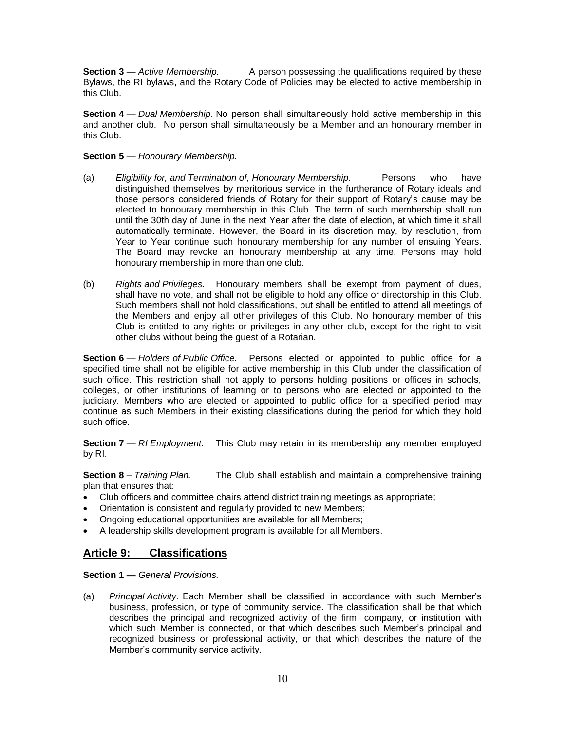**Section 3** — *Active Membership.* A person possessing the qualifications required by these Bylaws, the RI bylaws, and the Rotary Code of Policies may be elected to active membership in this Club.

**Section 4** — *Dual Membership.* No person shall simultaneously hold active membership in this and another club. No person shall simultaneously be a Member and an honourary member in this Club.

**Section 5** — *Honourary Membership.*

(a) *Eligibility for, and Termination of, Honourary Membership.* Persons who have distinguished themselves by meritorious service in the furtherance of Rotary ideals and those persons considered friends of Rotary for their support of Rotary's cause may be elected to honourary membership in this Club. The term of such membership shall run until the 30th day of June in the next Year after the date of election, at which time it shall automatically terminate. However, the Board in its discretion may, by resolution, from Year to Year continue such honourary membership for any number of ensuing Years. The Board may revoke an honourary membership at any time. Persons may hold honourary membership in more than one club.

(b) *Rights and Privileges.* Honourary members shall be exempt from payment of dues, shall have no vote, and shall not be eligible to hold any office or directorship in this Club. Such members shall not hold classifications, but shall be entitled to attend all meetings of the Members and enjoy all other privileges of this Club. No honourary member of this Club is entitled to any rights or privileges in any other club, except for the right to visit other clubs without being the guest of a Rotarian.

**Section 6** — *Holders of Public Office.* Persons elected or appointed to public office for a specified time shall not be eligible for active membership in this Club under the classification of such office. This restriction shall not apply to persons holding positions or offices in schools, colleges, or other institutions of learning or to persons who are elected or appointed to the judiciary. Members who are elected or appointed to public office for a specified period may continue as such Members in their existing classifications during the period for which they hold such office.

**Section 7** — *RI Employment.* This Club may retain in its membership any member employed by RI.

**Section 8** – *Training Plan.* The Club shall establish and maintain a comprehensive training plan that ensures that:

- Club officers and committee chairs attend district training meetings as appropriate;
- Orientation is consistent and regularly provided to new Members;
- Ongoing educational opportunities are available for all Members;
- A leadership skills development program is available for all Members.

## Article 9: Classifications

**Section 1 —** *General Provisions.*

(a) *Principal Activity.* Each Member shall be classified in accordance with such Member's business, profession, or type of community service. The classification shall be that which describes the principal and recognized activity of the firm, company, or institution with which such Member is connected, or that which describes such Member's principal and recognized business or professional activity, or that which describes the nature of the Member's community service activity.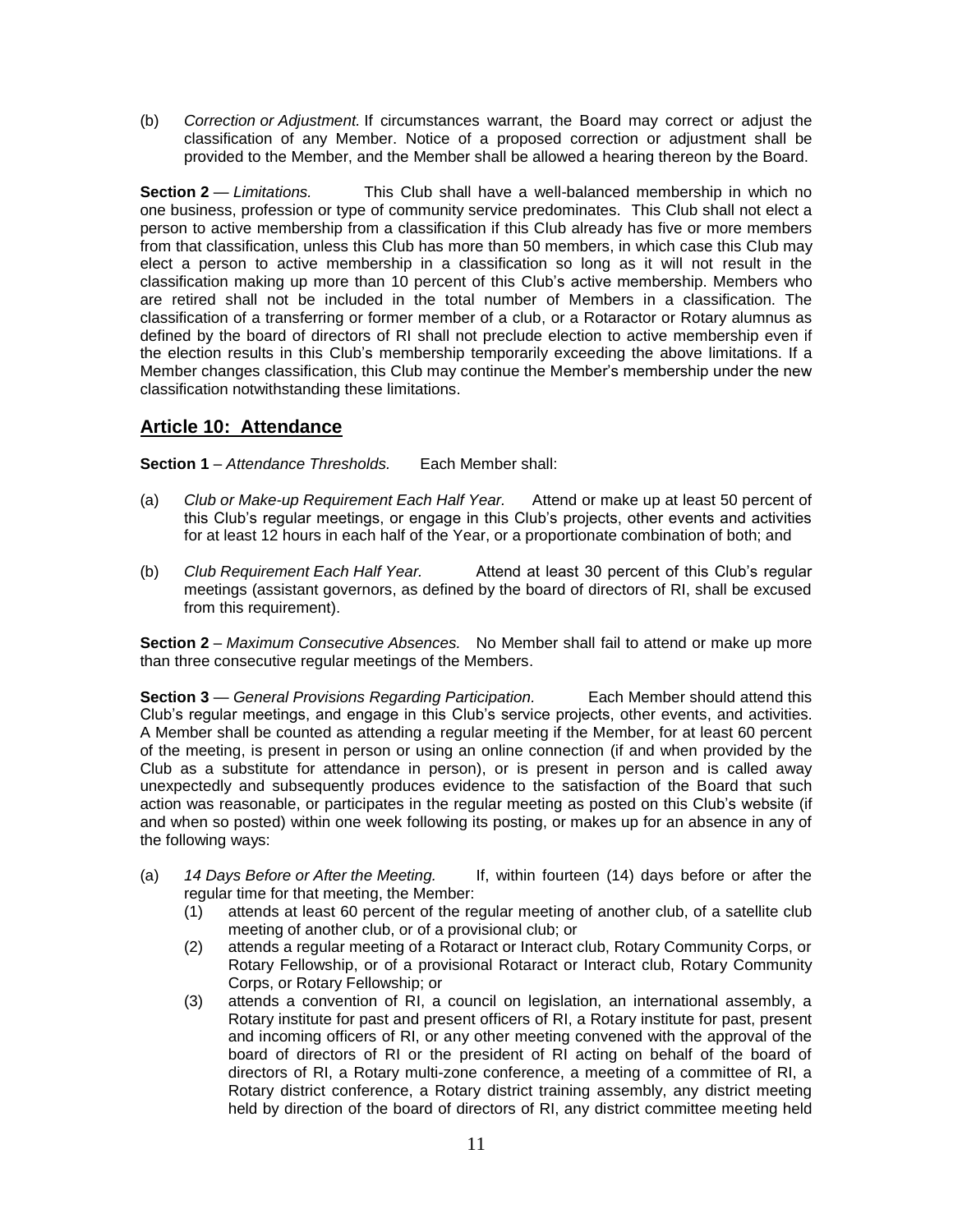(b) *Correction or Adjustment.* If circumstances warrant, the Board may correct or adjust the classification of any Member. Notice of a proposed correction or adjustment shall be provided to the Member, and the Member shall be allowed a hearing thereon by the Board.

**Section 2** — *Limitations.* This Club shall have a well-balanced membership in which no one business, profession or type of community service predominates. This Club shall not elect a person to active membership from a classification if this Club already has five or more members from that classification, unless this Club has more than 50 members, in which case this Club may elect a person to active membership in a classification so long as it will not result in the classification making up more than 10 percent of this Club's active membership. Members who are retired shall not be included in the total number of Members in a classification. The classification of a transferring or former member of a club, or a Rotaractor or Rotary alumnus as defined by the board of directors of RI shall not preclude election to active membership even if the election results in this Club's membership temporarily exceeding the above limitations. If a Member changes classification, this Club may continue the Member's membership under the new classification notwithstanding these limitations.

## Article 10: Attendance

**Section 1** – *Attendance Thresholds.* Each Member shall:

(a) *Club or Make-up Requirement Each Half Year.* Attend or make up at least 50 percent of this Club's regular meetings, or engage in this Club's projects, other events and activities for at least 12 hours in each half of the Year, or a proportionate combination of both; and

(b) *Club Requirement Each Half Year.* Attend at least 30 percent of this Club's regular meetings (assistant governors, as defined by the board of directors of RI, shall be excused from this requirement).

**Section 2** – *Maximum Consecutive Absences.* No Member shall fail to attend or make up more than three consecutive regular meetings of the Members.

**Section 3** — *General Provisions Regarding Participation.* Each Member should attend this Club's regular meetings, and engage in this Club's service projects, other events, and activities. A Member shall be counted as attending a regular meeting if the Member, for at least 60 percent of the meeting, is present in person or using an online connection (if and when provided by the Club as a substitute for attendance in person), or is present in person and is called away unexpectedly and subsequently produces evidence to the satisfaction of the Board that such action was reasonable, or participates in the regular meeting as posted on this Club's website (if and when so posted) within one week following its posting, or makes up for an absence in any of the following ways:

(a) *14 Days Before or After the Meeting.* If, within fourteen (14) days before or after the regular time for that meeting, the Member:

(1) attends at least 60 percent of the regular meeting of another club, of a satellite club meeting of another club, or of a provisional club; or

(2) attends a regular meeting of a Rotaract or Interact club, Rotary Community Corps, or Rotary Fellowship, or of a provisional Rotaract or Interact club, Rotary Community Corps, or Rotary Fellowship; or

(3) attends a convention of RI, a council on legislation, an international assembly, a Rotary institute for past and present officers of RI, a Rotary institute for past, present and incoming officers of RI, or any other meeting convened with the approval of the board of directors of RI or the president of RI acting on behalf of the board of directors of RI, a Rotary multi-zone conference, a meeting of a committee of RI, a Rotary district conference, a Rotary district training assembly, any district meeting held by direction of the board of directors of RI, any district committee meeting held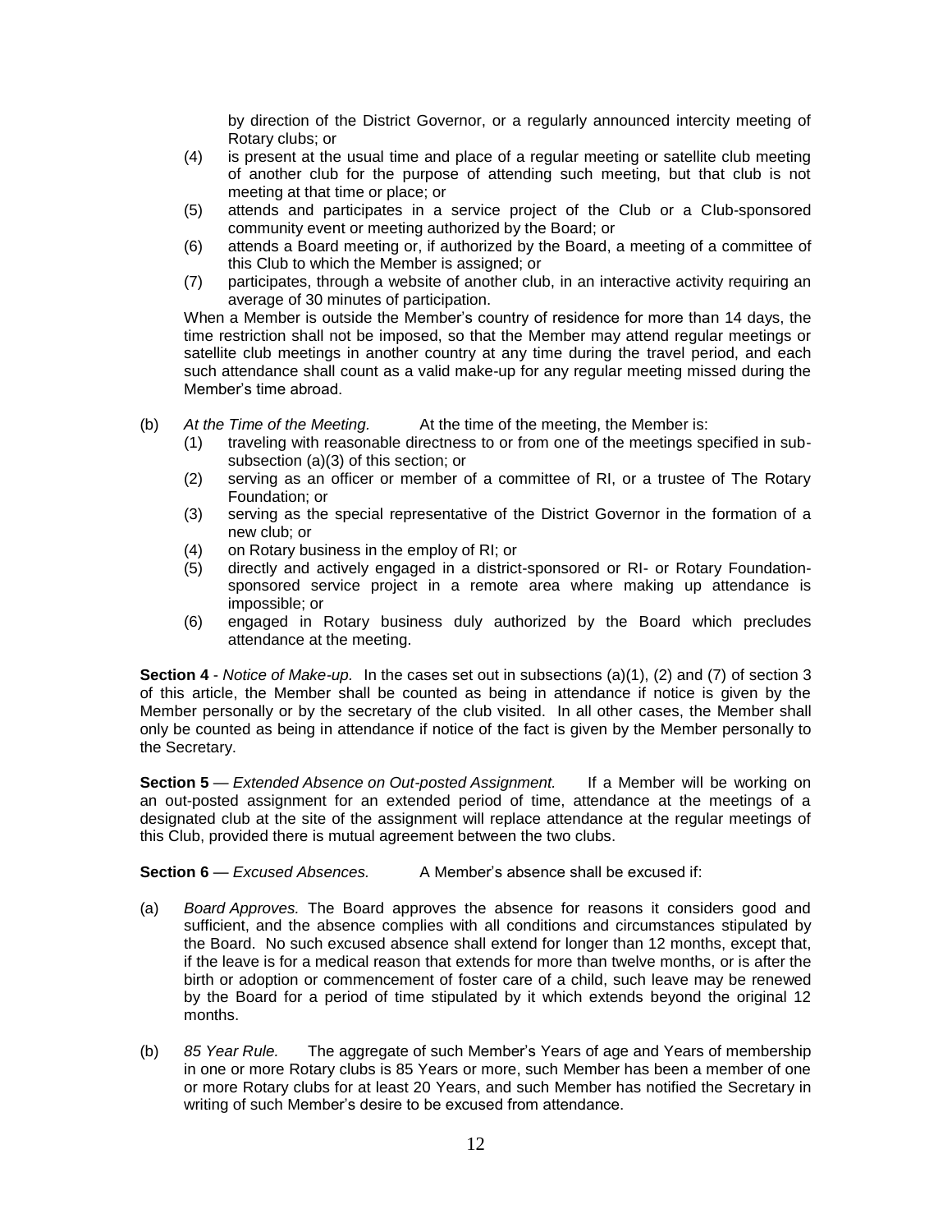by direction of the District Governor, or a regularly announced intercity meeting of Rotary clubs; or

(4) is present at the usual time and place of a regular meeting or satellite club meeting of another club for the purpose of attending such meeting, but that club is not meeting at that time or place; or

(5) attends and participates in a service project of the Club or a Club-sponsored community event or meeting authorized by the Board; or

(6) attends a Board meeting or, if authorized by the Board, a meeting of a committee of this Club to which the Member is assigned; or

(7) participates, through a website of another club, in an interactive activity requiring an average of 30 minutes of participation.

When a Member is outside the Member's country of residence for more than 14 days, the time restriction shall not be imposed, so that the Member may attend regular meetings or satellite club meetings in another country at any time during the travel period, and each such attendance shall count as a valid make-up for any regular meeting missed during the Member's time abroad.

(b) *At the Time of the Meeting.* At the time of the meeting, the Member is:

(1) traveling with reasonable directness to or from one of the meetings specified in sub-subsection (a)(3) of this section; or

(2) serving as an officer or member of a committee of RI, or a trustee of The Rotary Foundation; or

(3) serving as the special representative of the District Governor in the formation of a new club; or

(4) on Rotary business in the employ of RI; or

(5) directly and actively engaged in a district-sponsored or RI- or Rotary Foundation-sponsored service project in a remote area where making up attendance is impossible; or

(6) engaged in Rotary business duly authorized by the Board which precludes attendance at the meeting.

**Section 4** - *Notice of Make-up.* In the cases set out in subsections (a)(1), (2) and (7) of section 3 of this article, the Member shall be counted as being in attendance if notice is given by the Member personally or by the secretary of the club visited. In all other cases, the Member shall only be counted as being in attendance if notice of the fact is given by the Member personally to the Secretary.

**Section 5** — *Extended Absence on Out-posted Assignment.* If a Member will be working on an out-posted assignment for an extended period of time, attendance at the meetings of a designated club at the site of the assignment will replace attendance at the regular meetings of this Club, provided there is mutual agreement between the two clubs.

**Section 6** — *Excused Absences.* A Member's absence shall be excused if:

(a) *Board Approves.* The Board approves the absence for reasons it considers good and sufficient, and the absence complies with all conditions and circumstances stipulated by the Board. No such excused absence shall extend for longer than 12 months, except that, if the leave is for a medical reason that extends for more than twelve months, or is after the birth or adoption or commencement of foster care of a child, such leave may be renewed by the Board for a period of time stipulated by it which extends beyond the original 12 months.

(b) *85 Year Rule.* The aggregate of such Member's Years of age and Years of membership in one or more Rotary clubs is 85 Years or more, such Member has been a member of one or more Rotary clubs for at least 20 Years, and such Member has notified the Secretary in writing of such Member's desire to be excused from attendance.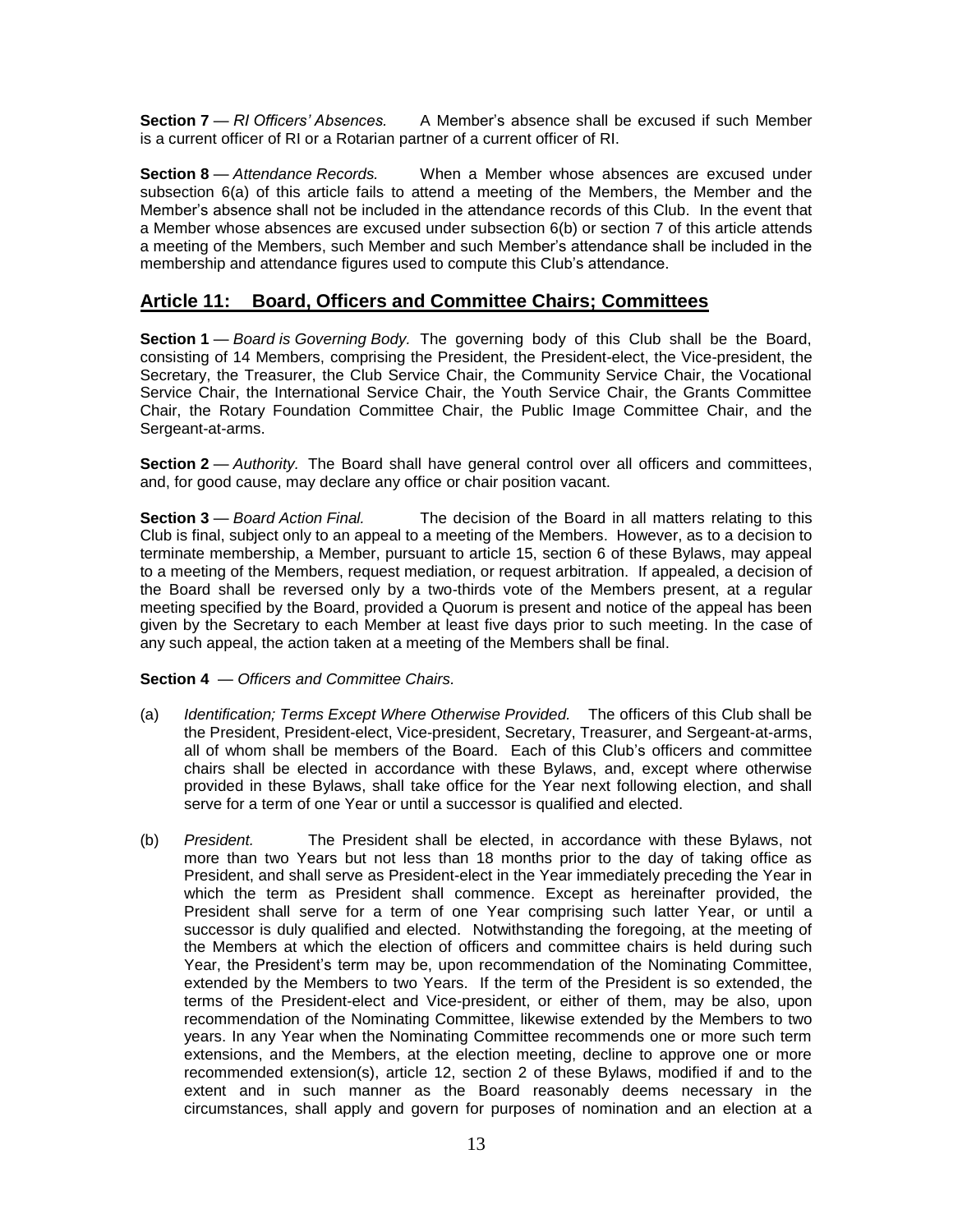**Section 7** — *RI Officers' Absences.* A Member's absence shall be excused if such Member is a current officer of RI or a Rotarian partner of a current officer of RI.

**Section 8** — *Attendance Records.* When a Member whose absences are excused under subsection 6(a) of this article fails to attend a meeting of the Members, the Member and the Member's absence shall not be included in the attendance records of this Club. In the event that a Member whose absences are excused under subsection 6(b) or section 7 of this article attends a meeting of the Members, such Member and such Member's attendance shall be included in the membership and attendance figures used to compute this Club's attendance.

## Article 11: Board, Officers and Committee Chairs; Committees

**Section 1** — *Board is Governing Body.* The governing body of this Club shall be the Board, consisting of 14 Members, comprising the President, the President-elect, the Vice-president, the Secretary, the Treasurer, the Club Service Chair, the Community Service Chair, the Vocational Service Chair, the International Service Chair, the Youth Service Chair, the Grants Committee Chair, the Rotary Foundation Committee Chair, the Public Image Committee Chair, and the Sergeant-at-arms.

**Section 2** — *Authority.* The Board shall have general control over all officers and committees, and, for good cause, may declare any office or chair position vacant.

**Section 3** — *Board Action Final.* The decision of the Board in all matters relating to this Club is final, subject only to an appeal to a meeting of the Members. However, as to a decision to terminate membership, a Member, pursuant to article 15, section 6 of these Bylaws, may appeal to a meeting of the Members, request mediation, or request arbitration. If appealed, a decision of the Board shall be reversed only by a two-thirds vote of the Members present, at a regular meeting specified by the Board, provided a Quorum is present and notice of the appeal has been given by the Secretary to each Member at least five days prior to such meeting. In the case of any such appeal, the action taken at a meeting of the Members shall be final.

**Section 4** — *Officers and Committee Chairs.*

(a) *Identification; Terms Except Where Otherwise Provided.* The officers of this Club shall be the President, President-elect, Vice-president, Secretary, Treasurer, and Sergeant-at-arms, all of whom shall be members of the Board. Each of this Club's officers and committee chairs shall be elected in accordance with these Bylaws, and, except where otherwise provided in these Bylaws, shall take office for the Year next following election, and shall serve for a term of one Year or until a successor is qualified and elected.

(b) *President.* The President shall be elected, in accordance with these Bylaws, not more than two Years but not less than 18 months prior to the day of taking office as President, and shall serve as President-elect in the Year immediately preceding the Year in which the term as President shall commence. Except as hereinafter provided, the President shall serve for a term of one Year comprising such latter Year, or until a successor is duly qualified and elected. Notwithstanding the foregoing, at the meeting of the Members at which the election of officers and committee chairs is held during such Year, the President's term may be, upon recommendation of the Nominating Committee, extended by the Members to two Years. If the term of the President is so extended, the terms of the President-elect and Vice-president, or either of them, may be also, upon recommendation of the Nominating Committee, likewise extended by the Members to two years. In any Year when the Nominating Committee recommends one or more such term extensions, and the Members, at the election meeting, decline to approve one or more recommended extension(s), article 12, section 2 of these Bylaws, modified if and to the extent and in such manner as the Board reasonably deems necessary in the circumstances, shall apply and govern for purposes of nomination and an election at a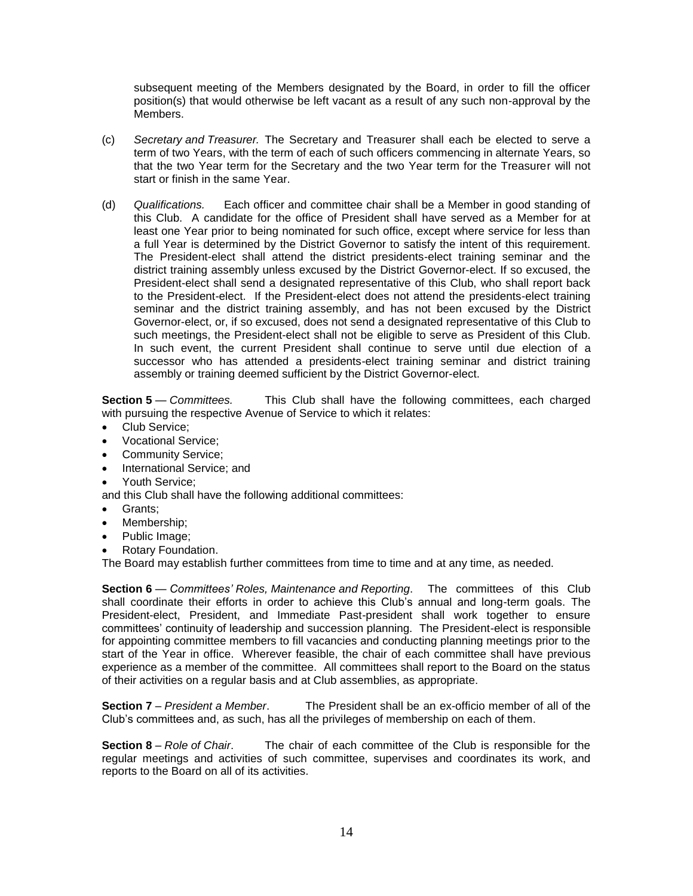subsequent meeting of the Members designated by the Board, in order to fill the officer position(s) that would otherwise be left vacant as a result of any such non-approval by the Members.

(c) *Secretary and Treasurer.* The Secretary and Treasurer shall each be elected to serve a term of two Years, with the term of each of such officers commencing in alternate Years, so that the two Year term for the Secretary and the two Year term for the Treasurer will not start or finish in the same Year.

(d) *Qualifications.* Each officer and committee chair shall be a Member in good standing of this Club. A candidate for the office of President shall have served as a Member for at least one Year prior to being nominated for such office, except where service for less than a full Year is determined by the District Governor to satisfy the intent of this requirement. The President-elect shall attend the district presidents-elect training seminar and the district training assembly unless excused by the District Governor-elect. If so excused, the President-elect shall send a designated representative of this Club, who shall report back to the President-elect. If the President-elect does not attend the presidents-elect training seminar and the district training assembly, and has not been excused by the District Governor-elect, or, if so excused, does not send a designated representative of this Club to such meetings, the President-elect shall not be eligible to serve as President of this Club. In such event, the current President shall continue to serve until due election of a successor who has attended a presidents-elect training seminar and district training assembly or training deemed sufficient by the District Governor-elect.

**Section 5** — *Committees.* This Club shall have the following committees, each charged with pursuing the respective Avenue of Service to which it relates:

- Club Service;
- Vocational Service;
- Community Service;
- International Service; and
- Youth Service;

and this Club shall have the following additional committees:

- Grants;
- Membership;
- Public Image;
- Rotary Foundation.

The Board may establish further committees from time to time and at any time, as needed.

**Section 6** — *Committees' Roles, Maintenance and Reporting*. The committees of this Club shall coordinate their efforts in order to achieve this Club's annual and long-term goals. The President-elect, President, and Immediate Past-president shall work together to ensure committees' continuity of leadership and succession planning. The President-elect is responsible for appointing committee members to fill vacancies and conducting planning meetings prior to the start of the Year in office. Wherever feasible, the chair of each committee shall have previous experience as a member of the committee. All committees shall report to the Board on the status of their activities on a regular basis and at Club assemblies, as appropriate.

**Section 7** – *President a Member*. The President shall be an ex-officio member of all of the Club's committees and, as such, has all the privileges of membership on each of them.

**Section 8** – *Role of Chair*. The chair of each committee of the Club is responsible for the regular meetings and activities of such committee, supervises and coordinates its work, and reports to the Board on all of its activities.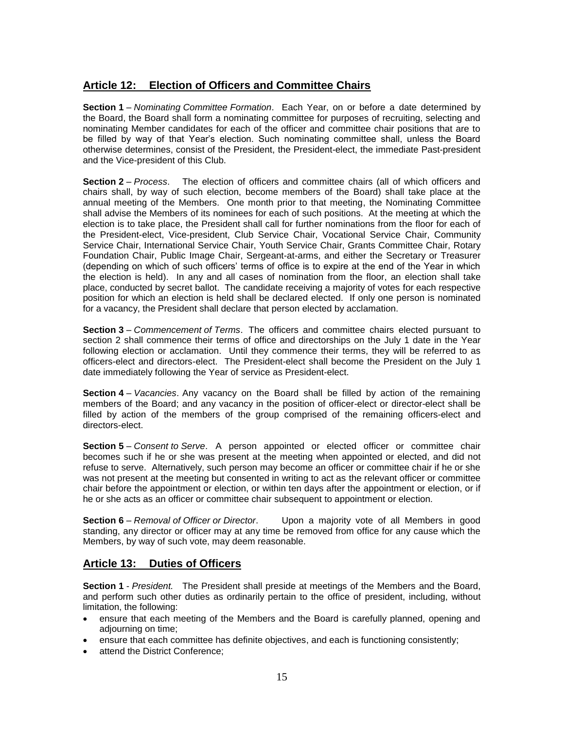## Article 12: Election of Officers and Committee Chairs

**Section 1** – *Nominating Committee Formation*. Each Year, on or before a date determined by the Board, the Board shall form a nominating committee for purposes of recruiting, selecting and nominating Member candidates for each of the officer and committee chair positions that are to be filled by way of that Year's election. Such nominating committee shall, unless the Board otherwise determines, consist of the President, the President-elect, the immediate Past-president and the Vice-president of this Club.

**Section 2** – *Process*. The election of officers and committee chairs (all of which officers and chairs shall, by way of such election, become members of the Board) shall take place at the annual meeting of the Members. One month prior to that meeting, the Nominating Committee shall advise the Members of its nominees for each of such positions. At the meeting at which the election is to take place, the President shall call for further nominations from the floor for each of the President-elect, Vice-president, Club Service Chair, Vocational Service Chair, Community Service Chair, International Service Chair, Youth Service Chair, Grants Committee Chair, Rotary Foundation Chair, Public Image Chair, Sergeant-at-arms, and either the Secretary or Treasurer (depending on which of such officers' terms of office is to expire at the end of the Year in which the election is held). In any and all cases of nomination from the floor, an election shall take place, conducted by secret ballot. The candidate receiving a majority of votes for each respective position for which an election is held shall be declared elected. If only one person is nominated for a vacancy, the President shall declare that person elected by acclamation.

**Section 3** – *Commencement of Terms*. The officers and committee chairs elected pursuant to section 2 shall commence their terms of office and directorships on the July 1 date in the Year following election or acclamation. Until they commence their terms, they will be referred to as officers-elect and directors-elect. The President-elect shall become the President on the July 1 date immediately following the Year of service as President-elect.

**Section 4** – *Vacancies*. Any vacancy on the Board shall be filled by action of the remaining members of the Board; and any vacancy in the position of officer-elect or director-elect shall be filled by action of the members of the group comprised of the remaining officers-elect and directors-elect.

**Section 5** – *Consent to Serve*. A person appointed or elected officer or committee chair becomes such if he or she was present at the meeting when appointed or elected, and did not refuse to serve. Alternatively, such person may become an officer or committee chair if he or she was not present at the meeting but consented in writing to act as the relevant officer or committee chair before the appointment or election, or within ten days after the appointment or election, or if he or she acts as an officer or committee chair subsequent to appointment or election.

**Section 6** – *Removal of Officer or Director*. Upon a majority vote of all Members in good standing, any director or officer may at any time be removed from office for any cause which the Members, by way of such vote, may deem reasonable.

## Article 13: Duties of Officers

**Section 1** - *President.* The President shall preside at meetings of the Members and the Board, and perform such other duties as ordinarily pertain to the office of president, including, without limitation, the following:

- ensure that each meeting of the Members and the Board is carefully planned, opening and adjourning on time;
- ensure that each committee has definite objectives, and each is functioning consistently;
- attend the District Conference;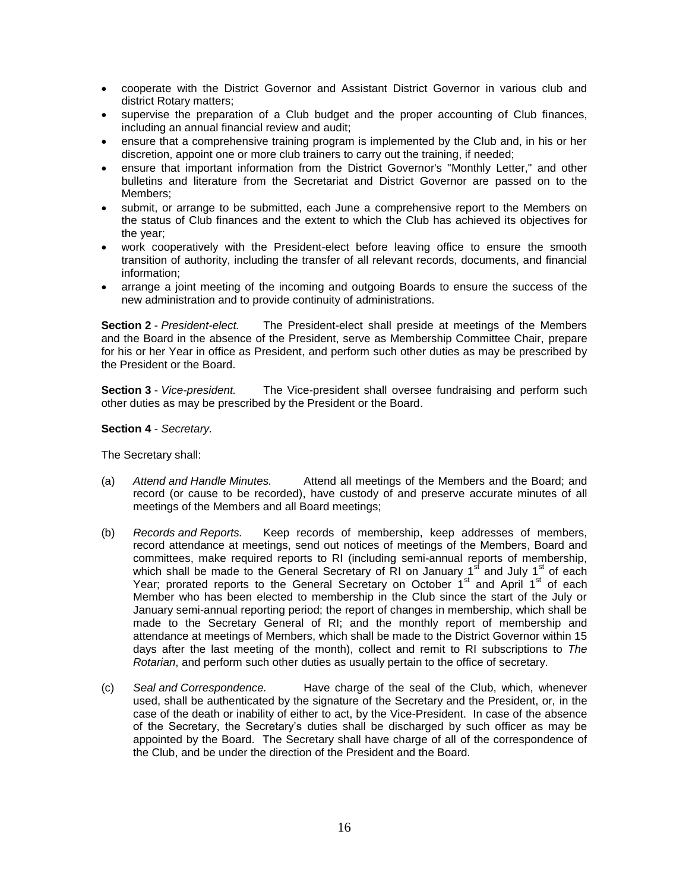- cooperate with the District Governor and Assistant District Governor in various club and district Rotary matters;
- supervise the preparation of a Club budget and the proper accounting of Club finances, including an annual financial review and audit;
- ensure that a comprehensive training program is implemented by the Club and, in his or her discretion, appoint one or more club trainers to carry out the training, if needed;
- ensure that important information from the District Governor's "Monthly Letter," and other bulletins and literature from the Secretariat and District Governor are passed on to the Members;
- submit, or arrange to be submitted, each June a comprehensive report to the Members on the status of Club finances and the extent to which the Club has achieved its objectives for the year;
- work cooperatively with the President-elect before leaving office to ensure the smooth transition of authority, including the transfer of all relevant records, documents, and financial information;
- arrange a joint meeting of the incoming and outgoing Boards to ensure the success of the new administration and to provide continuity of administrations.

**Section 2** - *President-elect.* The President-elect shall preside at meetings of the Members and the Board in the absence of the President, serve as Membership Committee Chair, prepare for his or her Year in office as President, and perform such other duties as may be prescribed by the President or the Board.

**Section 3** - *Vice-president.* The Vice-president shall oversee fundraising and perform such other duties as may be prescribed by the President or the Board.

**Section 4** - *Secretary.*

The Secretary shall:

(a) *Attend and Handle Minutes.* Attend all meetings of the Members and the Board; and record (or cause to be recorded), have custody of and preserve accurate minutes of all meetings of the Members and all Board meetings;

(b) *Records and Reports.* Keep records of membership, keep addresses of members, record attendance at meetings, send out notices of meetings of the Members, Board and committees, make required reports to RI (including semi-annual reports of membership, which shall be made to the General Secretary of RI on January 1st and July 1st of each Year; prorated reports to the General Secretary on October 1st and April 1st of each Member who has been elected to membership in the Club since the start of the July or January semi-annual reporting period; the report of changes in membership, which shall be made to the Secretary General of RI; and the monthly report of membership and attendance at meetings of Members, which shall be made to the District Governor within 15 days after the last meeting of the month), collect and remit to RI subscriptions to *The Rotarian*, and perform such other duties as usually pertain to the office of secretary.

(c) *Seal and Correspondence.* Have charge of the seal of the Club, which, whenever used, shall be authenticated by the signature of the Secretary and the President, or, in the case of the death or inability of either to act, by the Vice-President. In case of the absence of the Secretary, the Secretary's duties shall be discharged by such officer as may be appointed by the Board. The Secretary shall have charge of all of the correspondence of the Club, and be under the direction of the President and the Board.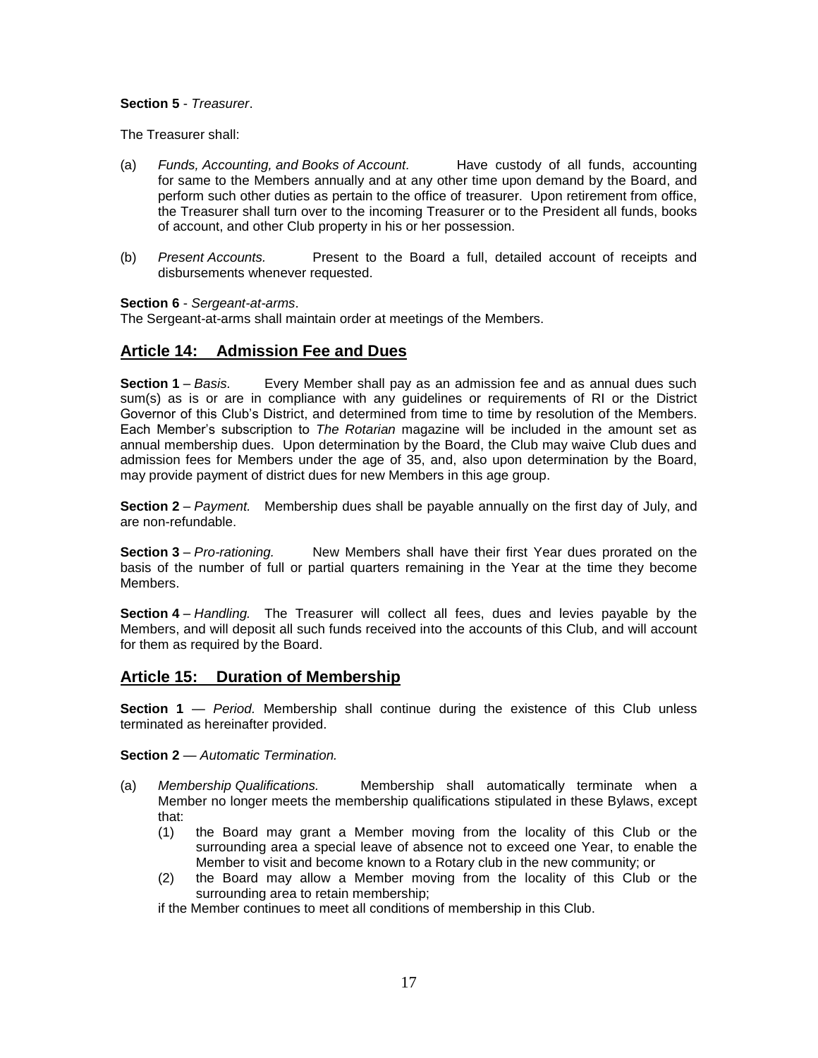**Section 5** - *Treasurer*.

The Treasurer shall:

(a) *Funds, Accounting, and Books of Account.* Have custody of all funds, accounting for same to the Members annually and at any other time upon demand by the Board, and perform such other duties as pertain to the office of treasurer. Upon retirement from office, the Treasurer shall turn over to the incoming Treasurer or to the President all funds, books of account, and other Club property in his or her possession.

(b) *Present Accounts.* Present to the Board a full, detailed account of receipts and disbursements whenever requested.

**Section 6** - *Sergeant-at-arms*.
The Sergeant-at-arms shall maintain order at meetings of the Members.

## Article 14: Admission Fee and Dues

**Section 1** – *Basis*. Every Member shall pay as an admission fee and as annual dues such sum(s) as is or are in compliance with any guidelines or requirements of RI or the District Governor of this Club's District, and determined from time to time by resolution of the Members. Each Member's subscription to *The Rotarian* magazine will be included in the amount set as annual membership dues. Upon determination by the Board, the Club may waive Club dues and admission fees for Members under the age of 35, and, also upon determination by the Board, may provide payment of district dues for new Members in this age group.

**Section 2** – *Payment.* Membership dues shall be payable annually on the first day of July, and are non-refundable.

**Section 3** – *Pro-rationing.* New Members shall have their first Year dues prorated on the basis of the number of full or partial quarters remaining in the Year at the time they become Members.

**Section 4** – *Handling.* The Treasurer will collect all fees, dues and levies payable by the Members, and will deposit all such funds received into the accounts of this Club, and will account for them as required by the Board.

## Article 15: Duration of Membership

**Section 1** — *Period.* Membership shall continue during the existence of this Club unless terminated as hereinafter provided.

**Section 2** — *Automatic Termination.*

(a) *Membership Qualifications.* Membership shall automatically terminate when a Member no longer meets the membership qualifications stipulated in these Bylaws, except that:
   (1) the Board may grant a Member moving from the locality of this Club or the surrounding area a special leave of absence not to exceed one Year, to enable the Member to visit and become known to a Rotary club in the new community; or
   (2) the Board may allow a Member moving from the locality of this Club or the surrounding area to retain membership;

   if the Member continues to meet all conditions of membership in this Club.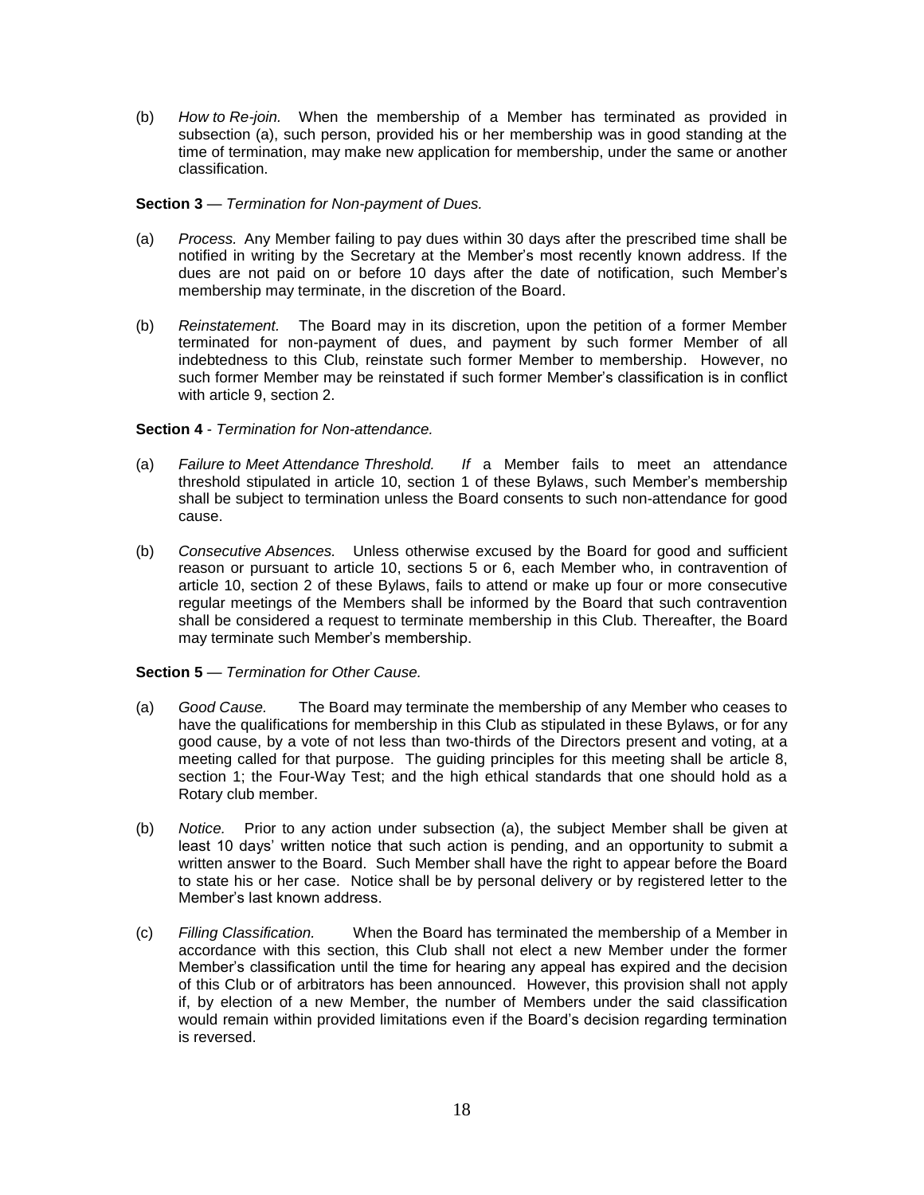(b) *How to Re-join.* When the membership of a Member has terminated as provided in subsection (a), such person, provided his or her membership was in good standing at the time of termination, may make new application for membership, under the same or another classification.

**Section 3** — *Termination for Non-payment of Dues.*

(a) *Process.* Any Member failing to pay dues within 30 days after the prescribed time shall be notified in writing by the Secretary at the Member's most recently known address. If the dues are not paid on or before 10 days after the date of notification, such Member's membership may terminate, in the discretion of the Board.

(b) *Reinstatement.* The Board may in its discretion, upon the petition of a former Member terminated for non-payment of dues, and payment by such former Member of all indebtedness to this Club, reinstate such former Member to membership. However, no such former Member may be reinstated if such former Member's classification is in conflict with article 9, section 2.

**Section 4** - *Termination for Non-attendance.*

(a) *Failure to Meet Attendance Threshold.* *If* a Member fails to meet an attendance threshold stipulated in article 10, section 1 of these Bylaws, such Member's membership shall be subject to termination unless the Board consents to such non-attendance for good cause.

(b) *Consecutive Absences.* Unless otherwise excused by the Board for good and sufficient reason or pursuant to article 10, sections 5 or 6, each Member who, in contravention of article 10, section 2 of these Bylaws, fails to attend or make up four or more consecutive regular meetings of the Members shall be informed by the Board that such contravention shall be considered a request to terminate membership in this Club. Thereafter, the Board may terminate such Member's membership.

**Section 5** — *Termination for Other Cause.*

(a) *Good Cause.* The Board may terminate the membership of any Member who ceases to have the qualifications for membership in this Club as stipulated in these Bylaws, or for any good cause, by a vote of not less than two-thirds of the Directors present and voting, at a meeting called for that purpose. The guiding principles for this meeting shall be article 8, section 1; the Four-Way Test; and the high ethical standards that one should hold as a Rotary club member.

(b) *Notice.* Prior to any action under subsection (a), the subject Member shall be given at least 10 days' written notice that such action is pending, and an opportunity to submit a written answer to the Board. Such Member shall have the right to appear before the Board to state his or her case. Notice shall be by personal delivery or by registered letter to the Member's last known address.

(c) *Filling Classification.* When the Board has terminated the membership of a Member in accordance with this section, this Club shall not elect a new Member under the former Member's classification until the time for hearing any appeal has expired and the decision of this Club or of arbitrators has been announced. However, this provision shall not apply if, by election of a new Member, the number of Members under the said classification would remain within provided limitations even if the Board's decision regarding termination is reversed.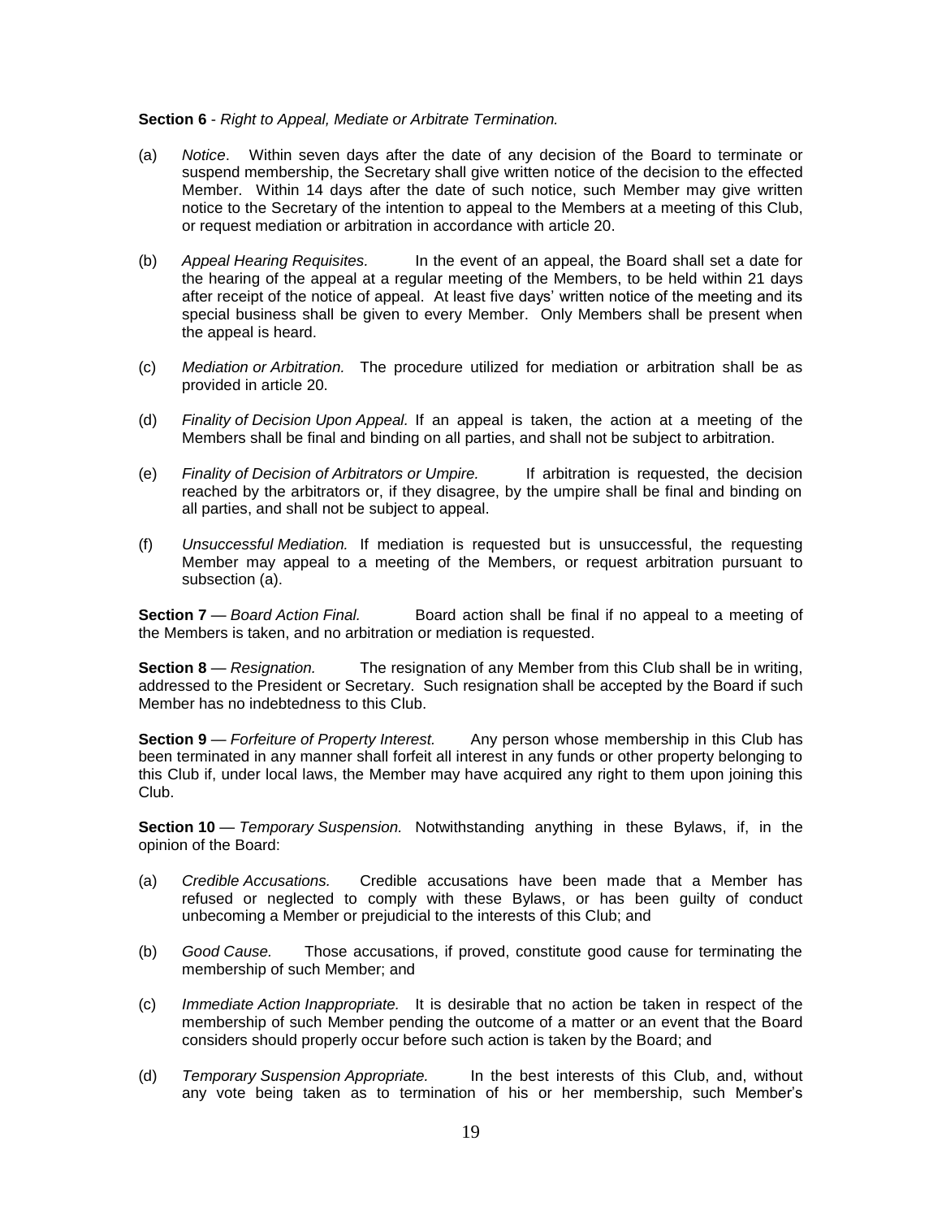**Section 6** - *Right to Appeal, Mediate or Arbitrate Termination.*

(a) *Notice*. Within seven days after the date of any decision of the Board to terminate or suspend membership, the Secretary shall give written notice of the decision to the effected Member. Within 14 days after the date of such notice, such Member may give written notice to the Secretary of the intention to appeal to the Members at a meeting of this Club, or request mediation or arbitration in accordance with article 20.

(b) *Appeal Hearing Requisites.* In the event of an appeal, the Board shall set a date for the hearing of the appeal at a regular meeting of the Members, to be held within 21 days after receipt of the notice of appeal. At least five days' written notice of the meeting and its special business shall be given to every Member. Only Members shall be present when the appeal is heard.

(c) *Mediation or Arbitration.* The procedure utilized for mediation or arbitration shall be as provided in article 20.

(d) *Finality of Decision Upon Appeal.* If an appeal is taken, the action at a meeting of the Members shall be final and binding on all parties, and shall not be subject to arbitration.

(e) *Finality of Decision of Arbitrators or Umpire.* If arbitration is requested, the decision reached by the arbitrators or, if they disagree, by the umpire shall be final and binding on all parties, and shall not be subject to appeal.

(f) *Unsuccessful Mediation.* If mediation is requested but is unsuccessful, the requesting Member may appeal to a meeting of the Members, or request arbitration pursuant to subsection (a).

**Section 7** — *Board Action Final.* Board action shall be final if no appeal to a meeting of the Members is taken, and no arbitration or mediation is requested.

**Section 8** — *Resignation.* The resignation of any Member from this Club shall be in writing, addressed to the President or Secretary. Such resignation shall be accepted by the Board if such Member has no indebtedness to this Club.

**Section 9** — *Forfeiture of Property Interest.* Any person whose membership in this Club has been terminated in any manner shall forfeit all interest in any funds or other property belonging to this Club if, under local laws, the Member may have acquired any right to them upon joining this Club.

**Section 10** — *Temporary Suspension.* Notwithstanding anything in these Bylaws, if, in the opinion of the Board:

(a) *Credible Accusations.* Credible accusations have been made that a Member has refused or neglected to comply with these Bylaws, or has been guilty of conduct unbecoming a Member or prejudicial to the interests of this Club; and

(b) *Good Cause.* Those accusations, if proved, constitute good cause for terminating the membership of such Member; and

(c) *Immediate Action Inappropriate.* It is desirable that no action be taken in respect of the membership of such Member pending the outcome of a matter or an event that the Board considers should properly occur before such action is taken by the Board; and

(d) *Temporary Suspension Appropriate.* In the best interests of this Club, and, without any vote being taken as to termination of his or her membership, such Member's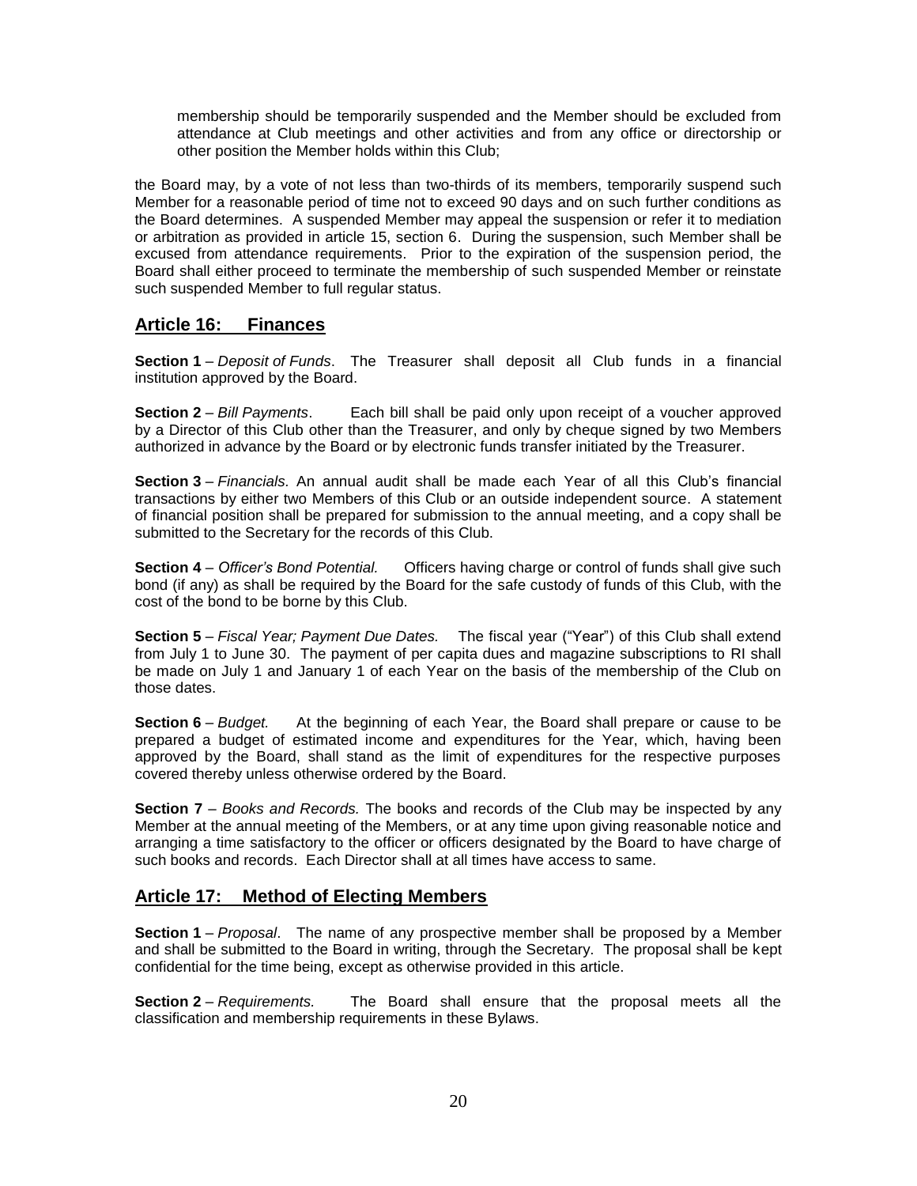membership should be temporarily suspended and the Member should be excluded from attendance at Club meetings and other activities and from any office or directorship or other position the Member holds within this Club;

the Board may, by a vote of not less than two-thirds of its members, temporarily suspend such Member for a reasonable period of time not to exceed 90 days and on such further conditions as the Board determines. A suspended Member may appeal the suspension or refer it to mediation or arbitration as provided in article 15, section 6. During the suspension, such Member shall be excused from attendance requirements. Prior to the expiration of the suspension period, the Board shall either proceed to terminate the membership of such suspended Member or reinstate such suspended Member to full regular status.

## Article 16: Finances

**Section 1** – *Deposit of Funds*. The Treasurer shall deposit all Club funds in a financial institution approved by the Board.

**Section 2** – *Bill Payments*. Each bill shall be paid only upon receipt of a voucher approved by a Director of this Club other than the Treasurer, and only by cheque signed by two Members authorized in advance by the Board or by electronic funds transfer initiated by the Treasurer.

**Section 3** – *Financials.* An annual audit shall be made each Year of all this Club's financial transactions by either two Members of this Club or an outside independent source. A statement of financial position shall be prepared for submission to the annual meeting, and a copy shall be submitted to the Secretary for the records of this Club.

**Section 4** – *Officer's Bond Potential.* Officers having charge or control of funds shall give such bond (if any) as shall be required by the Board for the safe custody of funds of this Club, with the cost of the bond to be borne by this Club.

**Section 5** – *Fiscal Year; Payment Due Dates.* The fiscal year ("Year") of this Club shall extend from July 1 to June 30. The payment of per capita dues and magazine subscriptions to RI shall be made on July 1 and January 1 of each Year on the basis of the membership of the Club on those dates.

**Section 6** – *Budget.* At the beginning of each Year, the Board shall prepare or cause to be prepared a budget of estimated income and expenditures for the Year, which, having been approved by the Board, shall stand as the limit of expenditures for the respective purposes covered thereby unless otherwise ordered by the Board.

**Section 7** – *Books and Records.* The books and records of the Club may be inspected by any Member at the annual meeting of the Members, or at any time upon giving reasonable notice and arranging a time satisfactory to the officer or officers designated by the Board to have charge of such books and records. Each Director shall at all times have access to same.

## Article 17: Method of Electing Members

**Section 1** – *Proposal*. The name of any prospective member shall be proposed by a Member and shall be submitted to the Board in writing, through the Secretary. The proposal shall be kept confidential for the time being, except as otherwise provided in this article.

**Section 2** – *Requirements.* The Board shall ensure that the proposal meets all the classification and membership requirements in these Bylaws.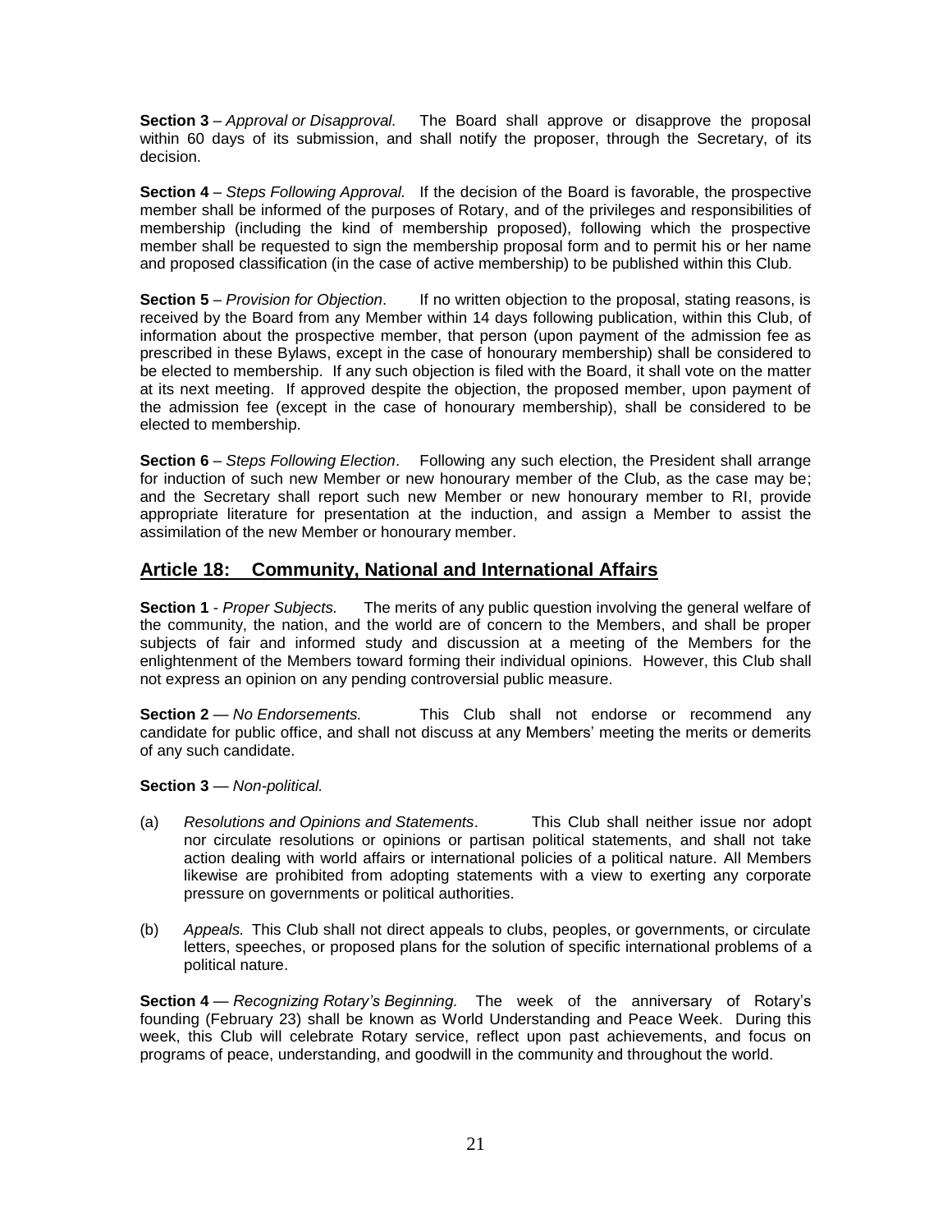**Section 3** – *Approval or Disapproval.* The Board shall approve or disapprove the proposal within 60 days of its submission, and shall notify the proposer, through the Secretary, of its decision.

**Section 4** – *Steps Following Approval.* If the decision of the Board is favorable, the prospective member shall be informed of the purposes of Rotary, and of the privileges and responsibilities of membership (including the kind of membership proposed), following which the prospective member shall be requested to sign the membership proposal form and to permit his or her name and proposed classification (in the case of active membership) to be published within this Club.

**Section 5** – *Provision for Objection*. If no written objection to the proposal, stating reasons, is received by the Board from any Member within 14 days following publication, within this Club, of information about the prospective member, that person (upon payment of the admission fee as prescribed in these Bylaws, except in the case of honourary membership) shall be considered to be elected to membership. If any such objection is filed with the Board, it shall vote on the matter at its next meeting. If approved despite the objection, the proposed member, upon payment of the admission fee (except in the case of honourary membership), shall be considered to be elected to membership.

**Section 6** – *Steps Following Election*. Following any such election, the President shall arrange for induction of such new Member or new honourary member of the Club, as the case may be; and the Secretary shall report such new Member or new honourary member to RI, provide appropriate literature for presentation at the induction, and assign a Member to assist the assimilation of the new Member or honourary member.

## Article 18: Community, National and International Affairs

**Section 1** - *Proper Subjects.* The merits of any public question involving the general welfare of the community, the nation, and the world are of concern to the Members, and shall be proper subjects of fair and informed study and discussion at a meeting of the Members for the enlightenment of the Members toward forming their individual opinions. However, this Club shall not express an opinion on any pending controversial public measure.

**Section 2** — *No Endorsements.* This Club shall not endorse or recommend any candidate for public office, and shall not discuss at any Members' meeting the merits or demerits of any such candidate.

**Section 3** — *Non-political.*

(a) *Resolutions and Opinions and Statements*. This Club shall neither issue nor adopt nor circulate resolutions or opinions or partisan political statements, and shall not take action dealing with world affairs or international policies of a political nature. All Members likewise are prohibited from adopting statements with a view to exerting any corporate pressure on governments or political authorities.

(b) *Appeals.* This Club shall not direct appeals to clubs, peoples, or governments, or circulate letters, speeches, or proposed plans for the solution of specific international problems of a political nature.

**Section 4** — *Recognizing Rotary's Beginning.* The week of the anniversary of Rotary's founding (February 23) shall be known as World Understanding and Peace Week. During this week, this Club will celebrate Rotary service, reflect upon past achievements, and focus on programs of peace, understanding, and goodwill in the community and throughout the world.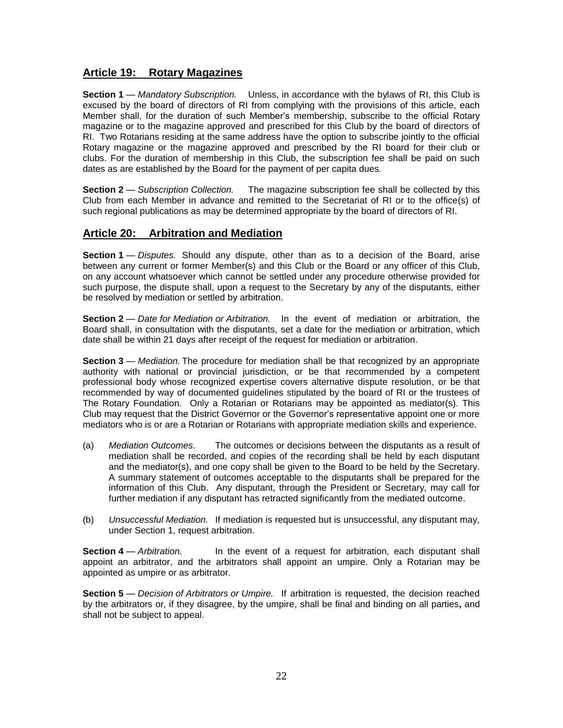## Article 19: Rotary Magazines

**Section 1** — *Mandatory Subscription.* Unless, in accordance with the bylaws of RI, this Club is excused by the board of directors of RI from complying with the provisions of this article, each Member shall, for the duration of such Member's membership, subscribe to the official Rotary magazine or to the magazine approved and prescribed for this Club by the board of directors of RI. Two Rotarians residing at the same address have the option to subscribe jointly to the official Rotary magazine or the magazine approved and prescribed by the RI board for their club or clubs. For the duration of membership in this Club, the subscription fee shall be paid on such dates as are established by the Board for the payment of per capita dues.

**Section 2** — *Subscription Collection.* The magazine subscription fee shall be collected by this Club from each Member in advance and remitted to the Secretariat of RI or to the office(s) of such regional publications as may be determined appropriate by the board of directors of RI.

## Article 20: Arbitration and Mediation

**Section 1** — *Disputes.* Should any dispute, other than as to a decision of the Board, arise between any current or former Member(s) and this Club or the Board or any officer of this Club, on any account whatsoever which cannot be settled under any procedure otherwise provided for such purpose, the dispute shall, upon a request to the Secretary by any of the disputants, either be resolved by mediation or settled by arbitration.

**Section 2** — *Date for Mediation or Arbitration.* In the event of mediation or arbitration, the Board shall, in consultation with the disputants, set a date for the mediation or arbitration, which date shall be within 21 days after receipt of the request for mediation or arbitration.

**Section 3** — *Mediation.* The procedure for mediation shall be that recognized by an appropriate authority with national or provincial jurisdiction, or be that recommended by a competent professional body whose recognized expertise covers alternative dispute resolution, or be that recommended by way of documented guidelines stipulated by the board of RI or the trustees of The Rotary Foundation. Only a Rotarian or Rotarians may be appointed as mediator(s). This Club may request that the District Governor or the Governor's representative appoint one or more mediators who is or are a Rotarian or Rotarians with appropriate mediation skills and experience.

(a) *Mediation Outcomes*. The outcomes or decisions between the disputants as a result of mediation shall be recorded, and copies of the recording shall be held by each disputant and the mediator(s), and one copy shall be given to the Board to be held by the Secretary. A summary statement of outcomes acceptable to the disputants shall be prepared for the information of this Club. Any disputant, through the President or Secretary, may call for further mediation if any disputant has retracted significantly from the mediated outcome.

(b) *Unsuccessful Mediation.* If mediation is requested but is unsuccessful, any disputant may, under Section 1, request arbitration.

**Section 4** — *Arbitration.* In the event of a request for arbitration, each disputant shall appoint an arbitrator, and the arbitrators shall appoint an umpire. Only a Rotarian may be appointed as umpire or as arbitrator.

**Section 5** — *Decision of Arbitrators or Umpire.* If arbitration is requested, the decision reached by the arbitrators or, if they disagree, by the umpire, shall be final and binding on all parties, and shall not be subject to appeal.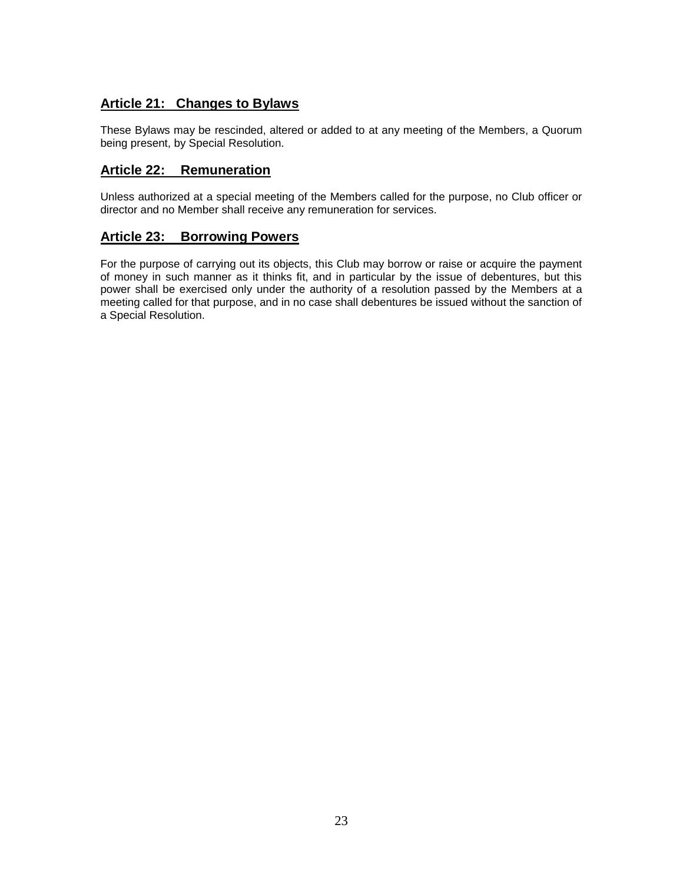## Article 21: Changes to Bylaws

These Bylaws may be rescinded, altered or added to at any meeting of the Members, a Quorum being present, by Special Resolution.

## Article 22: Remuneration

Unless authorized at a special meeting of the Members called for the purpose, no Club officer or director and no Member shall receive any remuneration for services.

## Article 23: Borrowing Powers

For the purpose of carrying out its objects, this Club may borrow or raise or acquire the payment of money in such manner as it thinks fit, and in particular by the issue of debentures, but this power shall be exercised only under the authority of a resolution passed by the Members at a meeting called for that purpose, and in no case shall debentures be issued without the sanction of a Special Resolution.